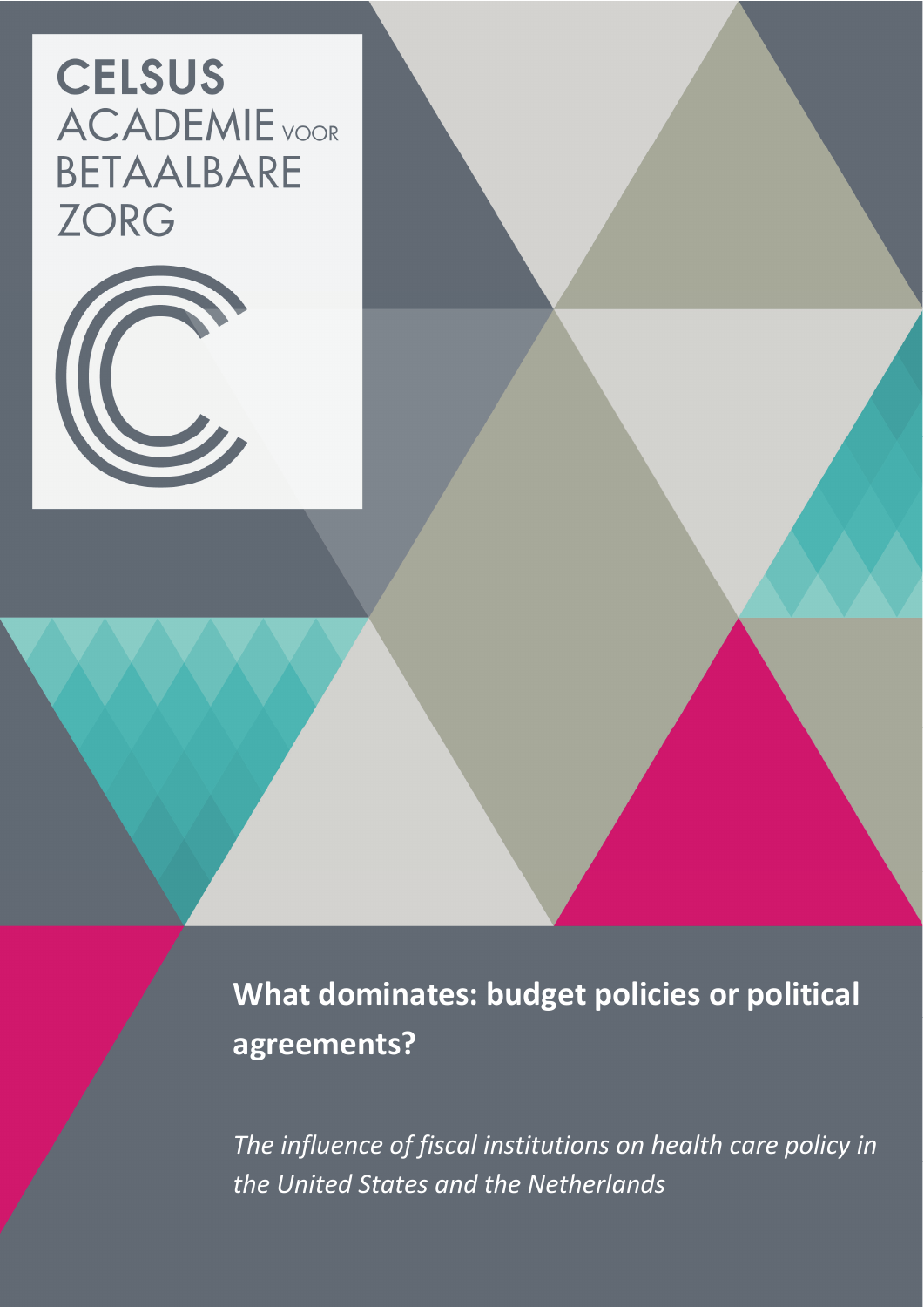CELSUS ACADEMIE VOOR BETAALBARE ZORG

# What dominates: budget policies or political agreements?

*The influence of fiscal institutions on health care policy in the United States and the Netherlands*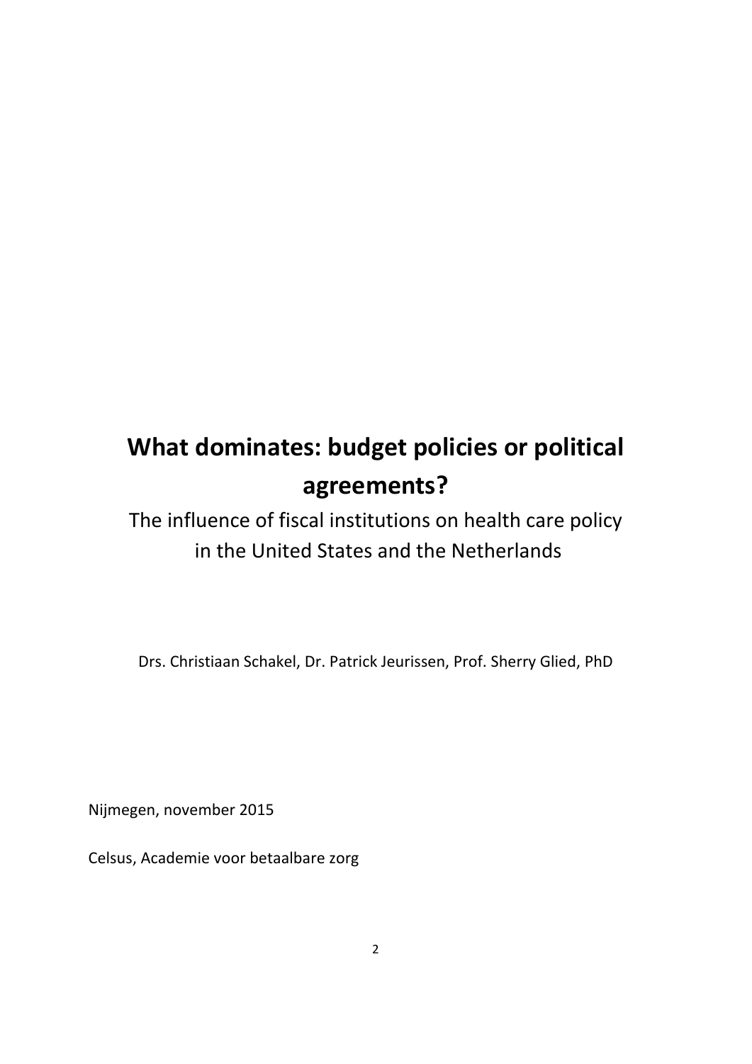# What dominates: budget policies or political agreements?

The influence of fiscal institutions on health care policy in the United States and the Netherlands

Drs. Christiaan Schakel, Dr. Patrick Jeurissen, Prof. Sherry Glied, PhD

Nijmegen, november 2015

Celsus, Academie voor betaalbare zorg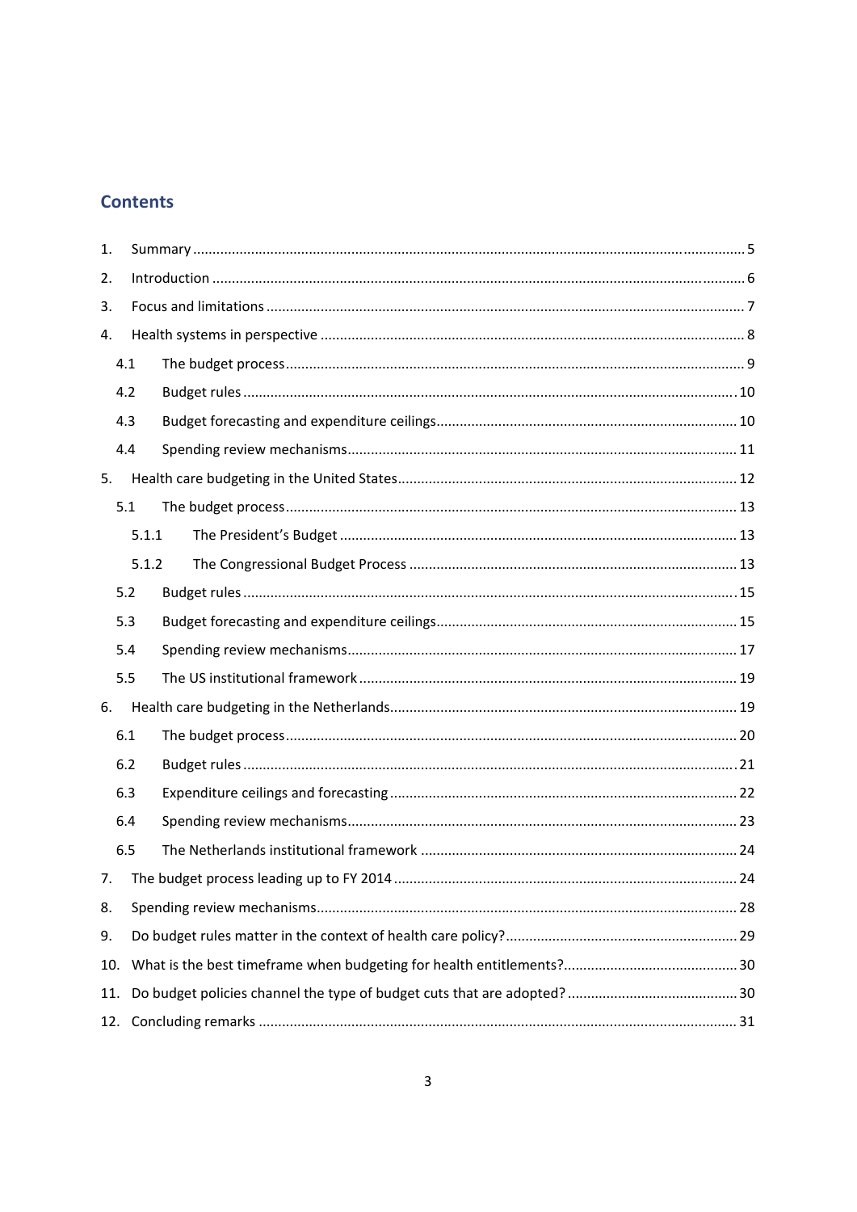## Contents

1. Summary ..... 5
2. Introduction ..... 6
3. Focus and limitations ..... 7
4. Health systems in perspective ..... 8
   - 4.1 The budget process ..... 9
   - 4.2 Budget rules ..... 10
   - 4.3 Budget forecasting and expenditure ceilings ..... 10
   - 4.4 Spending review mechanisms ..... 11
5. Health care budgeting in the United States ..... 12
   - 5.1 The budget process ..... 13
     - 5.1.1 The President's Budget ..... 13
     - 5.1.2 The Congressional Budget Process ..... 13
   - 5.2 Budget rules ..... 15
   - 5.3 Budget forecasting and expenditure ceilings ..... 15
   - 5.4 Spending review mechanisms ..... 17
   - 5.5 The US institutional framework ..... 19
6. Health care budgeting in the Netherlands ..... 19
   - 6.1 The budget process ..... 20
   - 6.2 Budget rules ..... 21
   - 6.3 Expenditure ceilings and forecasting ..... 22
   - 6.4 Spending review mechanisms ..... 23
   - 6.5 The Netherlands institutional framework ..... 24
7. The budget process leading up to FY 2014 ..... 24
8. Spending review mechanisms ..... 28
9. Do budget rules matter in the context of health care policy? ..... 29
10. What is the best timeframe when budgeting for health entitlements? ..... 30
11. Do budget policies channel the type of budget cuts that are adopted? ..... 30
12. Concluding remarks ..... 31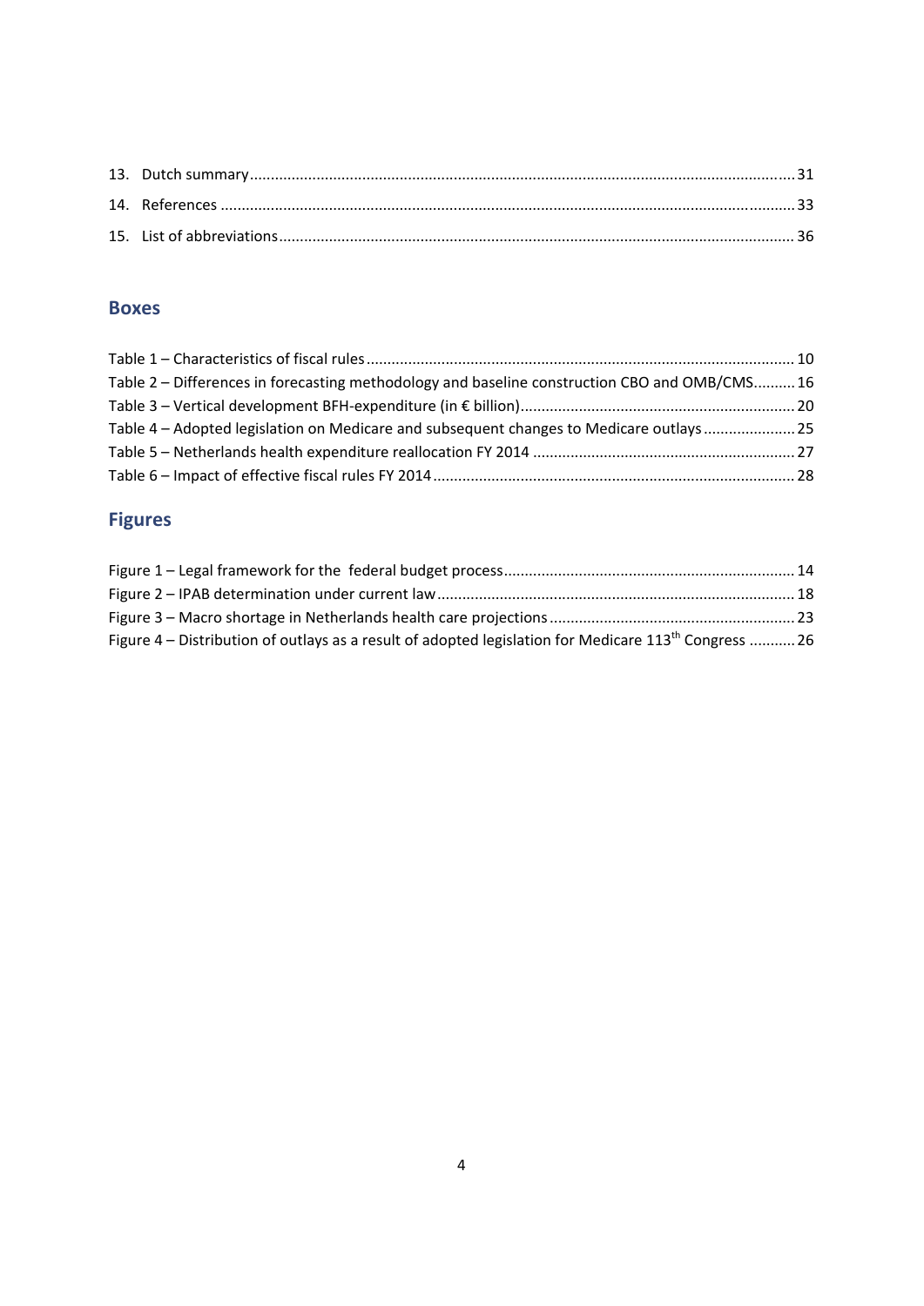13. Dutch summary ........................................................................................................................... 31
14. References ................................................................................................................................. 33
15. List of abbreviations ................................................................................................................... 36

## Boxes

Table 1 – Characteristics of fiscal rules ......................................................................................... 10
Table 2 – Differences in forecasting methodology and baseline construction CBO and OMB/CMS .......... 16
Table 3 – Vertical development BFH-expenditure (in € billion) ........................................................ 20
Table 4 – Adopted legislation on Medicare and subsequent changes to Medicare outlays ..................... 25
Table 5 – Netherlands health expenditure reallocation FY 2014 ........................................................ 27
Table 6 – Impact of effective fiscal rules FY 2014 ........................................................................... 28

## Figures

Figure 1 – Legal framework for the federal budget process ............................................................ 14
Figure 2 – IPAB determination under current law ........................................................................... 18
Figure 3 – Macro shortage in Netherlands health care projections ................................................... 23
Figure 4 – Distribution of outlays as a result of adopted legislation for Medicare 113th Congress ........... 26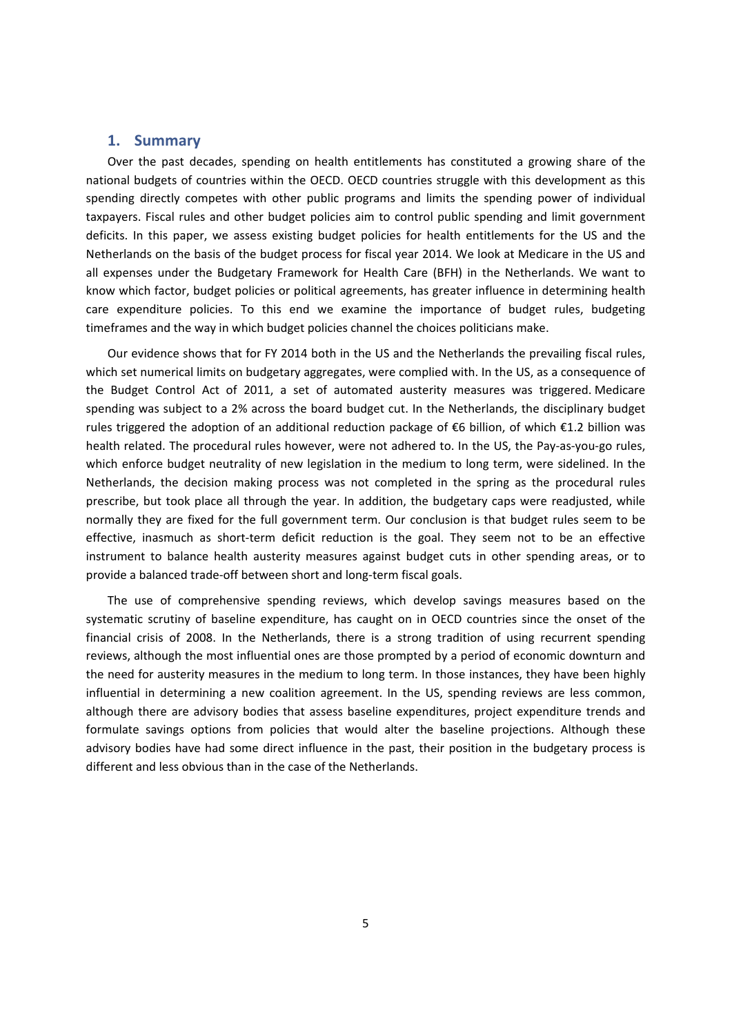## 1. Summary

Over the past decades, spending on health entitlements has constituted a growing share of the national budgets of countries within the OECD. OECD countries struggle with this development as this spending directly competes with other public programs and limits the spending power of individual taxpayers. Fiscal rules and other budget policies aim to control public spending and limit government deficits. In this paper, we assess existing budget policies for health entitlements for the US and the Netherlands on the basis of the budget process for fiscal year 2014. We look at Medicare in the US and all expenses under the Budgetary Framework for Health Care (BFH) in the Netherlands. We want to know which factor, budget policies or political agreements, has greater influence in determining health care expenditure policies. To this end we examine the importance of budget rules, budgeting timeframes and the way in which budget policies channel the choices politicians make.

Our evidence shows that for FY 2014 both in the US and the Netherlands the prevailing fiscal rules, which set numerical limits on budgetary aggregates, were complied with. In the US, as a consequence of the Budget Control Act of 2011, a set of automated austerity measures was triggered. Medicare spending was subject to a 2% across the board budget cut. In the Netherlands, the disciplinary budget rules triggered the adoption of an additional reduction package of €6 billion, of which €1.2 billion was health related. The procedural rules however, were not adhered to. In the US, the Pay-as-you-go rules, which enforce budget neutrality of new legislation in the medium to long term, were sidelined. In the Netherlands, the decision making process was not completed in the spring as the procedural rules prescribe, but took place all through the year. In addition, the budgetary caps were readjusted, while normally they are fixed for the full government term. Our conclusion is that budget rules seem to be effective, inasmuch as short-term deficit reduction is the goal. They seem not to be an effective instrument to balance health austerity measures against budget cuts in other spending areas, or to provide a balanced trade-off between short and long-term fiscal goals.

The use of comprehensive spending reviews, which develop savings measures based on the systematic scrutiny of baseline expenditure, has caught on in OECD countries since the onset of the financial crisis of 2008. In the Netherlands, there is a strong tradition of using recurrent spending reviews, although the most influential ones are those prompted by a period of economic downturn and the need for austerity measures in the medium to long term. In those instances, they have been highly influential in determining a new coalition agreement. In the US, spending reviews are less common, although there are advisory bodies that assess baseline expenditures, project expenditure trends and formulate savings options from policies that would alter the baseline projections. Although these advisory bodies have had some direct influence in the past, their position in the budgetary process is different and less obvious than in the case of the Netherlands.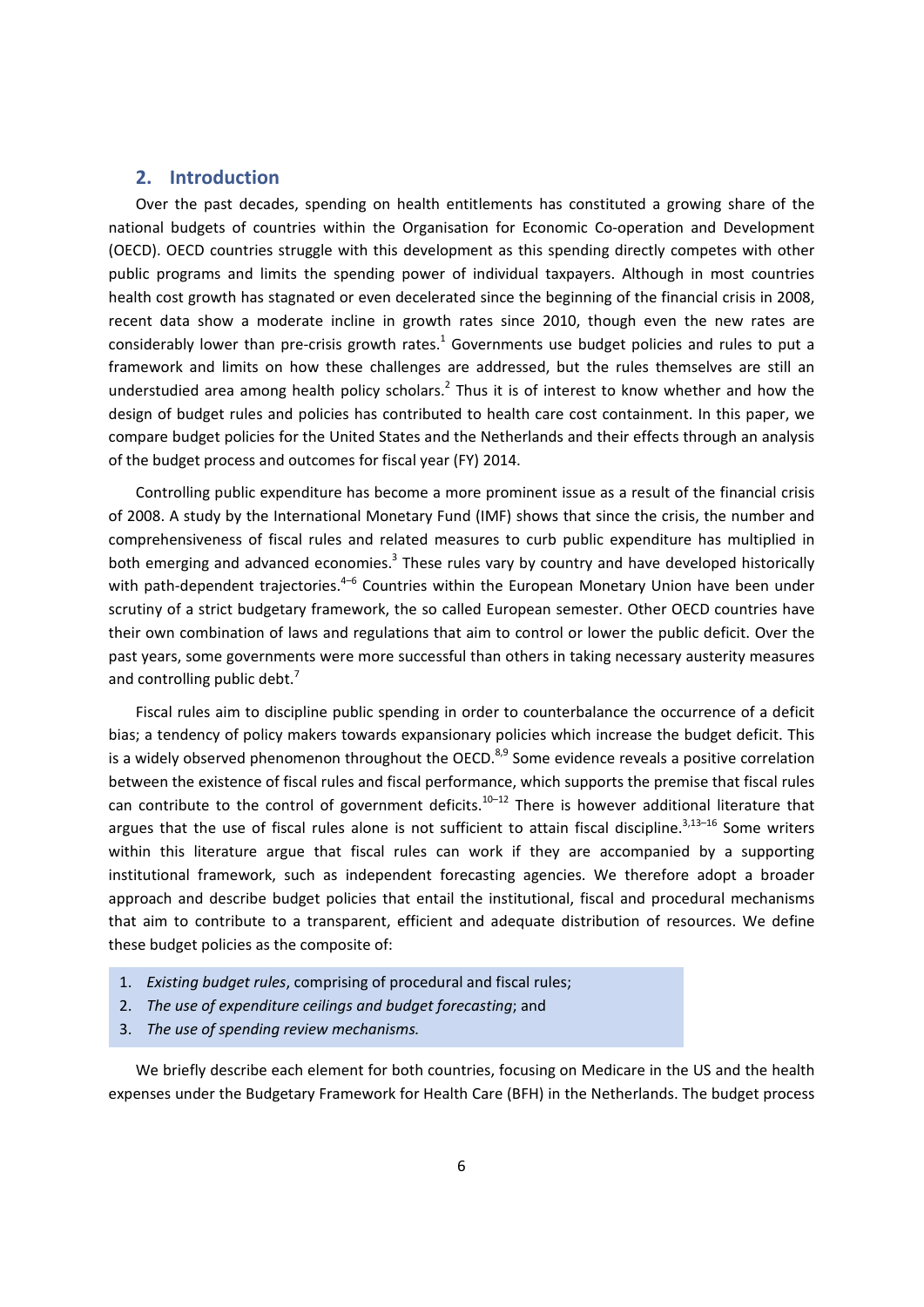## 2. Introduction

Over the past decades, spending on health entitlements has constituted a growing share of the national budgets of countries within the Organisation for Economic Co-operation and Development (OECD). OECD countries struggle with this development as this spending directly competes with other public programs and limits the spending power of individual taxpayers. Although in most countries health cost growth has stagnated or even decelerated since the beginning of the financial crisis in 2008, recent data show a moderate incline in growth rates since 2010, though even the new rates are considerably lower than pre-crisis growth rates.[1] Governments use budget policies and rules to put a framework and limits on how these challenges are addressed, but the rules themselves are still an understudied area among health policy scholars.[2] Thus it is of interest to know whether and how the design of budget rules and policies has contributed to health care cost containment. In this paper, we compare budget policies for the United States and the Netherlands and their effects through an analysis of the budget process and outcomes for fiscal year (FY) 2014.

Controlling public expenditure has become a more prominent issue as a result of the financial crisis of 2008. A study by the International Monetary Fund (IMF) shows that since the crisis, the number and comprehensiveness of fiscal rules and related measures to curb public expenditure has multiplied in both emerging and advanced economies.[3] These rules vary by country and have developed historically with path-dependent trajectories.[4–6] Countries within the European Monetary Union have been under scrutiny of a strict budgetary framework, the so called European semester. Other OECD countries have their own combination of laws and regulations that aim to control or lower the public deficit. Over the past years, some governments were more successful than others in taking necessary austerity measures and controlling public debt.[7]

Fiscal rules aim to discipline public spending in order to counterbalance the occurrence of a deficit bias; a tendency of policy makers towards expansionary policies which increase the budget deficit. This is a widely observed phenomenon throughout the OECD.[8,9] Some evidence reveals a positive correlation between the existence of fiscal rules and fiscal performance, which supports the premise that fiscal rules can contribute to the control of government deficits.[10–12] There is however additional literature that argues that the use of fiscal rules alone is not sufficient to attain fiscal discipline.[3,13–16] Some writers within this literature argue that fiscal rules can work if they are accompanied by a supporting institutional framework, such as independent forecasting agencies. We therefore adopt a broader approach and describe budget policies that entail the institutional, fiscal and procedural mechanisms that aim to contribute to a transparent, efficient and adequate distribution of resources. We define these budget policies as the composite of:

1. *Existing budget rules*, comprising of procedural and fiscal rules;
2. *The use of expenditure ceilings and budget forecasting*; and
3. *The use of spending review mechanisms.*

We briefly describe each element for both countries, focusing on Medicare in the US and the health expenses under the Budgetary Framework for Health Care (BFH) in the Netherlands. The budget process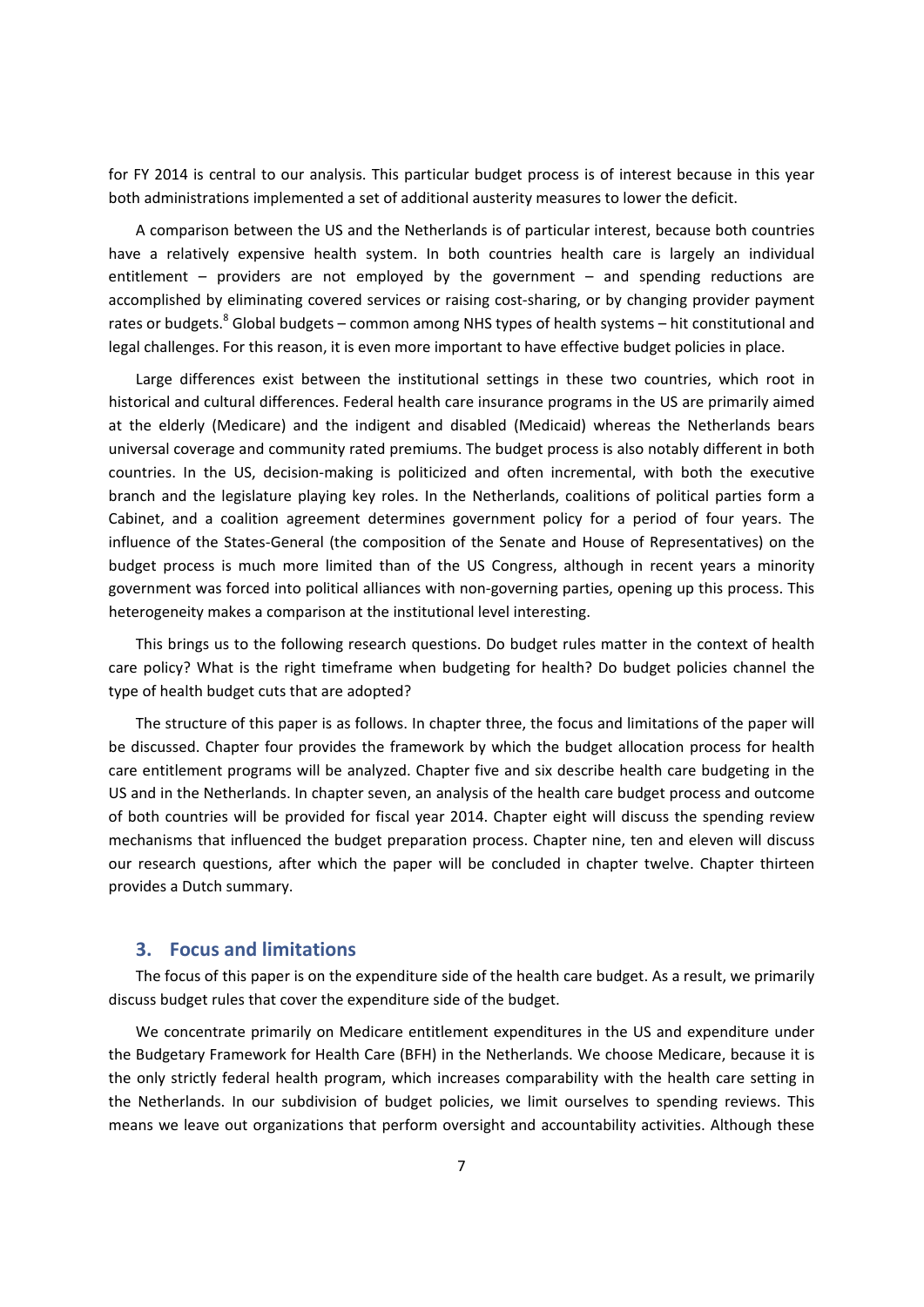for FY 2014 is central to our analysis. This particular budget process is of interest because in this year both administrations implemented a set of additional austerity measures to lower the deficit.

A comparison between the US and the Netherlands is of particular interest, because both countries have a relatively expensive health system. In both countries health care is largely an individual entitlement – providers are not employed by the government – and spending reductions are accomplished by eliminating covered services or raising cost-sharing, or by changing provider payment rates or budgets.[8] Global budgets – common among NHS types of health systems – hit constitutional and legal challenges. For this reason, it is even more important to have effective budget policies in place.

Large differences exist between the institutional settings in these two countries, which root in historical and cultural differences. Federal health care insurance programs in the US are primarily aimed at the elderly (Medicare) and the indigent and disabled (Medicaid) whereas the Netherlands bears universal coverage and community rated premiums. The budget process is also notably different in both countries. In the US, decision-making is politicized and often incremental, with both the executive branch and the legislature playing key roles. In the Netherlands, coalitions of political parties form a Cabinet, and a coalition agreement determines government policy for a period of four years. The influence of the States-General (the composition of the Senate and House of Representatives) on the budget process is much more limited than of the US Congress, although in recent years a minority government was forced into political alliances with non-governing parties, opening up this process. This heterogeneity makes a comparison at the institutional level interesting.

This brings us to the following research questions. Do budget rules matter in the context of health care policy? What is the right timeframe when budgeting for health? Do budget policies channel the type of health budget cuts that are adopted?

The structure of this paper is as follows. In chapter three, the focus and limitations of the paper will be discussed. Chapter four provides the framework by which the budget allocation process for health care entitlement programs will be analyzed. Chapter five and six describe health care budgeting in the US and in the Netherlands. In chapter seven, an analysis of the health care budget process and outcome of both countries will be provided for fiscal year 2014. Chapter eight will discuss the spending review mechanisms that influenced the budget preparation process. Chapter nine, ten and eleven will discuss our research questions, after which the paper will be concluded in chapter twelve. Chapter thirteen provides a Dutch summary.

## 3. Focus and limitations

The focus of this paper is on the expenditure side of the health care budget. As a result, we primarily discuss budget rules that cover the expenditure side of the budget.

We concentrate primarily on Medicare entitlement expenditures in the US and expenditure under the Budgetary Framework for Health Care (BFH) in the Netherlands. We choose Medicare, because it is the only strictly federal health program, which increases comparability with the health care setting in the Netherlands. In our subdivision of budget policies, we limit ourselves to spending reviews. This means we leave out organizations that perform oversight and accountability activities. Although these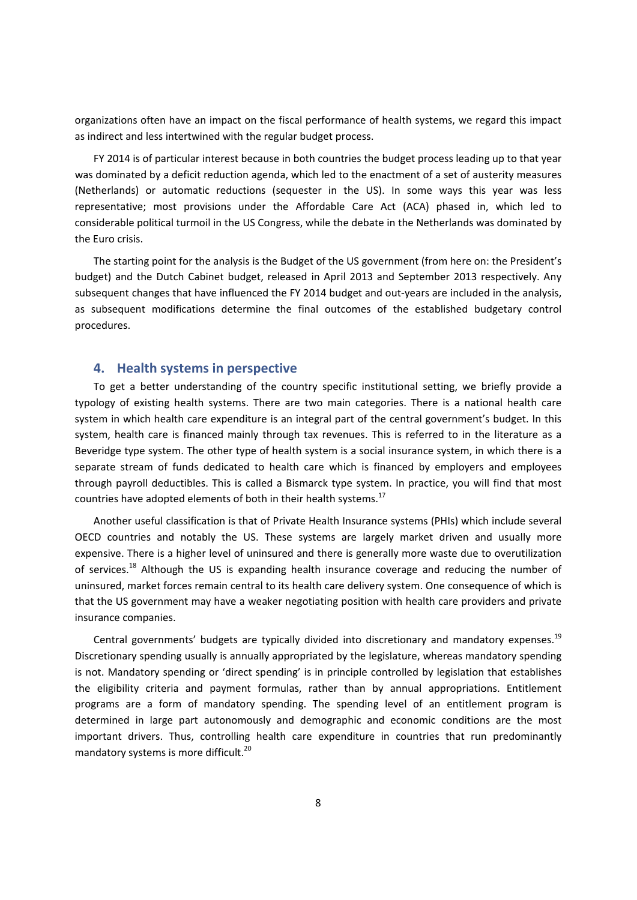organizations often have an impact on the fiscal performance of health systems, we regard this impact as indirect and less intertwined with the regular budget process.

FY 2014 is of particular interest because in both countries the budget process leading up to that year was dominated by a deficit reduction agenda, which led to the enactment of a set of austerity measures (Netherlands) or automatic reductions (sequester in the US). In some ways this year was less representative; most provisions under the Affordable Care Act (ACA) phased in, which led to considerable political turmoil in the US Congress, while the debate in the Netherlands was dominated by the Euro crisis.

The starting point for the analysis is the Budget of the US government (from here on: the President's budget) and the Dutch Cabinet budget, released in April 2013 and September 2013 respectively. Any subsequent changes that have influenced the FY 2014 budget and out-years are included in the analysis, as subsequent modifications determine the final outcomes of the established budgetary control procedures.

## 4. Health systems in perspective

To get a better understanding of the country specific institutional setting, we briefly provide a typology of existing health systems. There are two main categories. There is a national health care system in which health care expenditure is an integral part of the central government's budget. In this system, health care is financed mainly through tax revenues. This is referred to in the literature as a Beveridge type system. The other type of health system is a social insurance system, in which there is a separate stream of funds dedicated to health care which is financed by employers and employees through payroll deductibles. This is called a Bismarck type system. In practice, you will find that most countries have adopted elements of both in their health systems.[17]

Another useful classification is that of Private Health Insurance systems (PHIs) which include several OECD countries and notably the US. These systems are largely market driven and usually more expensive. There is a higher level of uninsured and there is generally more waste due to overutilization of services.[18] Although the US is expanding health insurance coverage and reducing the number of uninsured, market forces remain central to its health care delivery system. One consequence of which is that the US government may have a weaker negotiating position with health care providers and private insurance companies.

Central governments' budgets are typically divided into discretionary and mandatory expenses.[19] Discretionary spending usually is annually appropriated by the legislature, whereas mandatory spending is not. Mandatory spending or 'direct spending' is in principle controlled by legislation that establishes the eligibility criteria and payment formulas, rather than by annual appropriations. Entitlement programs are a form of mandatory spending. The spending level of an entitlement program is determined in large part autonomously and demographic and economic conditions are the most important drivers. Thus, controlling health care expenditure in countries that run predominantly mandatory systems is more difficult.[20]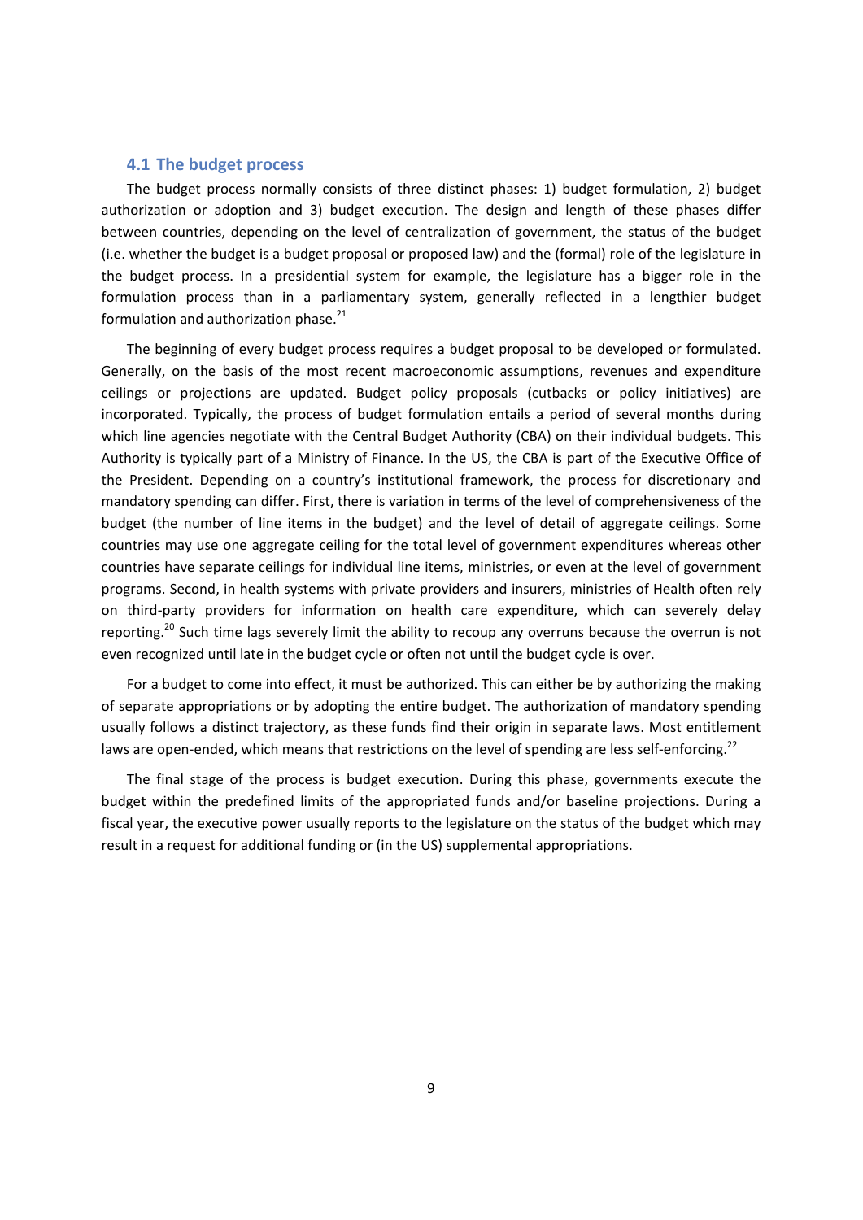### 4.1 The budget process

The budget process normally consists of three distinct phases: 1) budget formulation, 2) budget authorization or adoption and 3) budget execution. The design and length of these phases differ between countries, depending on the level of centralization of government, the status of the budget (i.e. whether the budget is a budget proposal or proposed law) and the (formal) role of the legislature in the budget process. In a presidential system for example, the legislature has a bigger role in the formulation process than in a parliamentary system, generally reflected in a lengthier budget formulation and authorization phase.[21]

The beginning of every budget process requires a budget proposal to be developed or formulated. Generally, on the basis of the most recent macroeconomic assumptions, revenues and expenditure ceilings or projections are updated. Budget policy proposals (cutbacks or policy initiatives) are incorporated. Typically, the process of budget formulation entails a period of several months during which line agencies negotiate with the Central Budget Authority (CBA) on their individual budgets. This Authority is typically part of a Ministry of Finance. In the US, the CBA is part of the Executive Office of the President. Depending on a country's institutional framework, the process for discretionary and mandatory spending can differ. First, there is variation in terms of the level of comprehensiveness of the budget (the number of line items in the budget) and the level of detail of aggregate ceilings. Some countries may use one aggregate ceiling for the total level of government expenditures whereas other countries have separate ceilings for individual line items, ministries, or even at the level of government programs. Second, in health systems with private providers and insurers, ministries of Health often rely on third-party providers for information on health care expenditure, which can severely delay reporting.[20] Such time lags severely limit the ability to recoup any overruns because the overrun is not even recognized until late in the budget cycle or often not until the budget cycle is over.

For a budget to come into effect, it must be authorized. This can either be by authorizing the making of separate appropriations or by adopting the entire budget. The authorization of mandatory spending usually follows a distinct trajectory, as these funds find their origin in separate laws. Most entitlement laws are open-ended, which means that restrictions on the level of spending are less self-enforcing.[22]

The final stage of the process is budget execution. During this phase, governments execute the budget within the predefined limits of the appropriated funds and/or baseline projections. During a fiscal year, the executive power usually reports to the legislature on the status of the budget which may result in a request for additional funding or (in the US) supplemental appropriations.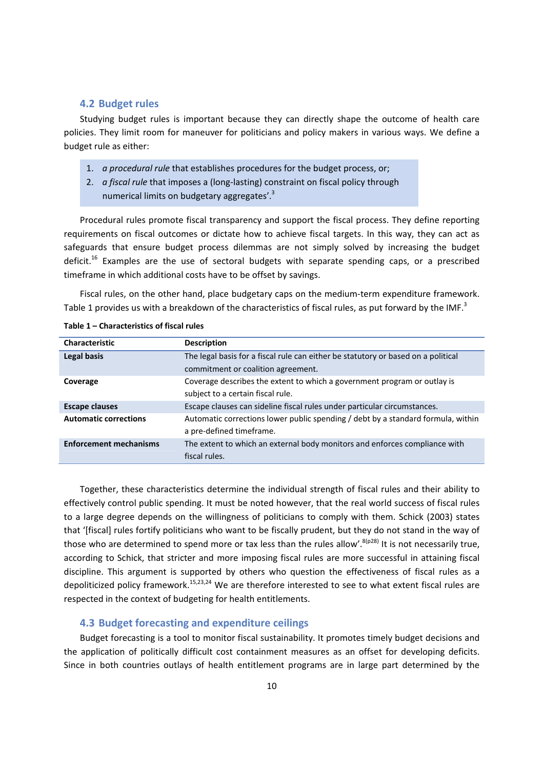## 4.2 Budget rules

Studying budget rules is important because they can directly shape the outcome of health care policies. They limit room for maneuver for politicians and policy makers in various ways. We define a budget rule as either:

1. *a procedural rule* that establishes procedures for the budget process, or;
2. *a fiscal rule* that imposes a (long-lasting) constraint on fiscal policy through numerical limits on budgetary aggregates'.[3]

Procedural rules promote fiscal transparency and support the fiscal process. They define reporting requirements on fiscal outcomes or dictate how to achieve fiscal targets. In this way, they can act as safeguards that ensure budget process dilemmas are not simply solved by increasing the budget deficit.[16] Examples are the use of sectoral budgets with separate spending caps, or a prescribed timeframe in which additional costs have to be offset by savings.

Fiscal rules, on the other hand, place budgetary caps on the medium-term expenditure framework. Table 1 provides us with a breakdown of the characteristics of fiscal rules, as put forward by the IMF.[3]

**Table 1 – Characteristics of fiscal rules**

| Characteristic | Description |
|---|---|
| **Legal basis** | The legal basis for a fiscal rule can either be statutory or based on a political commitment or coalition agreement. |
| **Coverage** | Coverage describes the extent to which a government program or outlay is subject to a certain fiscal rule. |
| **Escape clauses** | Escape clauses can sideline fiscal rules under particular circumstances. |
| **Automatic corrections** | Automatic corrections lower public spending / debt by a standard formula, within a pre-defined timeframe. |
| **Enforcement mechanisms** | The extent to which an external body monitors and enforces compliance with fiscal rules. |

Together, these characteristics determine the individual strength of fiscal rules and their ability to effectively control public spending. It must be noted however, that the real world success of fiscal rules to a large degree depends on the willingness of politicians to comply with them. Schick (2003) states that '[fiscal] rules fortify politicians who want to be fiscally prudent, but they do not stand in the way of those who are determined to spend more or tax less than the rules allow'.[8(p28)] It is not necessarily true, according to Schick, that stricter and more imposing fiscal rules are more successful in attaining fiscal discipline. This argument is supported by others who question the effectiveness of fiscal rules as a depoliticized policy framework.[15,23,24] We are therefore interested to see to what extent fiscal rules are respected in the context of budgeting for health entitlements.

## 4.3 Budget forecasting and expenditure ceilings

Budget forecasting is a tool to monitor fiscal sustainability. It promotes timely budget decisions and the application of politically difficult cost containment measures as an offset for developing deficits. Since in both countries outlays of health entitlement programs are in large part determined by the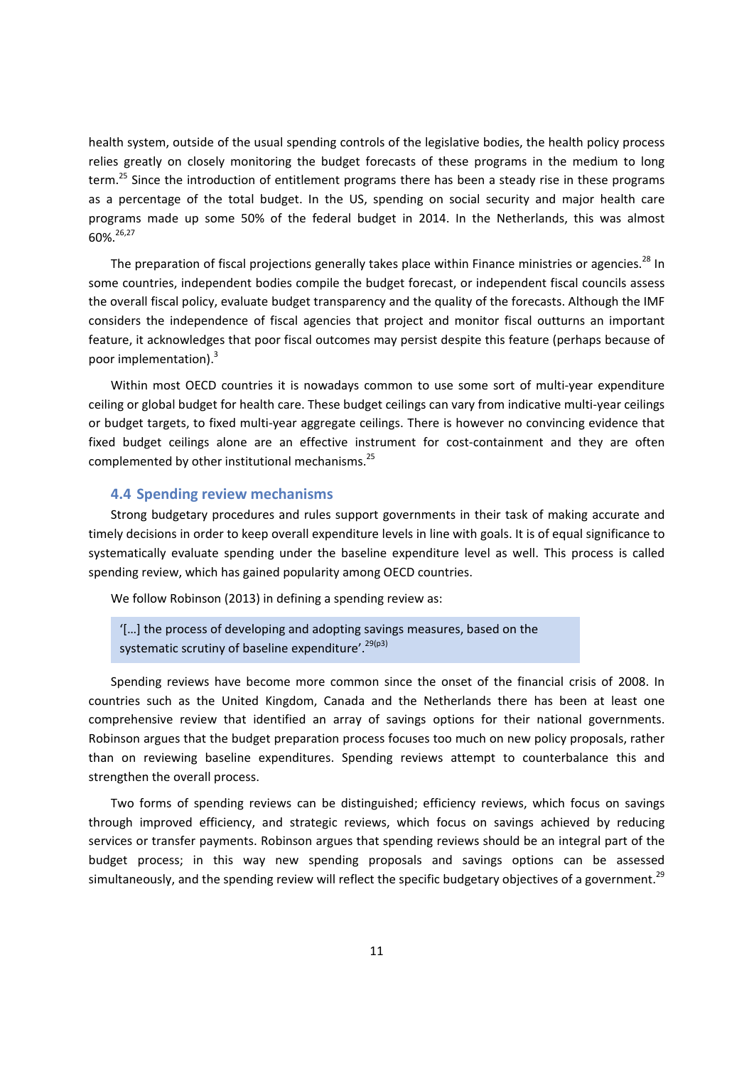health system, outside of the usual spending controls of the legislative bodies, the health policy process relies greatly on closely monitoring the budget forecasts of these programs in the medium to long term.[25] Since the introduction of entitlement programs there has been a steady rise in these programs as a percentage of the total budget. In the US, spending on social security and major health care programs made up some 50% of the federal budget in 2014. In the Netherlands, this was almost 60%.[26,27]

The preparation of fiscal projections generally takes place within Finance ministries or agencies.[28] In some countries, independent bodies compile the budget forecast, or independent fiscal councils assess the overall fiscal policy, evaluate budget transparency and the quality of the forecasts. Although the IMF considers the independence of fiscal agencies that project and monitor fiscal outturns an important feature, it acknowledges that poor fiscal outcomes may persist despite this feature (perhaps because of poor implementation).[3]

Within most OECD countries it is nowadays common to use some sort of multi-year expenditure ceiling or global budget for health care. These budget ceilings can vary from indicative multi-year ceilings or budget targets, to fixed multi-year aggregate ceilings. There is however no convincing evidence that fixed budget ceilings alone are an effective instrument for cost-containment and they are often complemented by other institutional mechanisms.[25]

### 4.4 Spending review mechanisms

Strong budgetary procedures and rules support governments in their task of making accurate and timely decisions in order to keep overall expenditure levels in line with goals. It is of equal significance to systematically evaluate spending under the baseline expenditure level as well. This process is called spending review, which has gained popularity among OECD countries.

We follow Robinson (2013) in defining a spending review as:

> '[…] the process of developing and adopting savings measures, based on the systematic scrutiny of baseline expenditure'.[29(p3)]

Spending reviews have become more common since the onset of the financial crisis of 2008. In countries such as the United Kingdom, Canada and the Netherlands there has been at least one comprehensive review that identified an array of savings options for their national governments. Robinson argues that the budget preparation process focuses too much on new policy proposals, rather than on reviewing baseline expenditures. Spending reviews attempt to counterbalance this and strengthen the overall process.

Two forms of spending reviews can be distinguished; efficiency reviews, which focus on savings through improved efficiency, and strategic reviews, which focus on savings achieved by reducing services or transfer payments. Robinson argues that spending reviews should be an integral part of the budget process; in this way new spending proposals and savings options can be assessed simultaneously, and the spending review will reflect the specific budgetary objectives of a government.[29]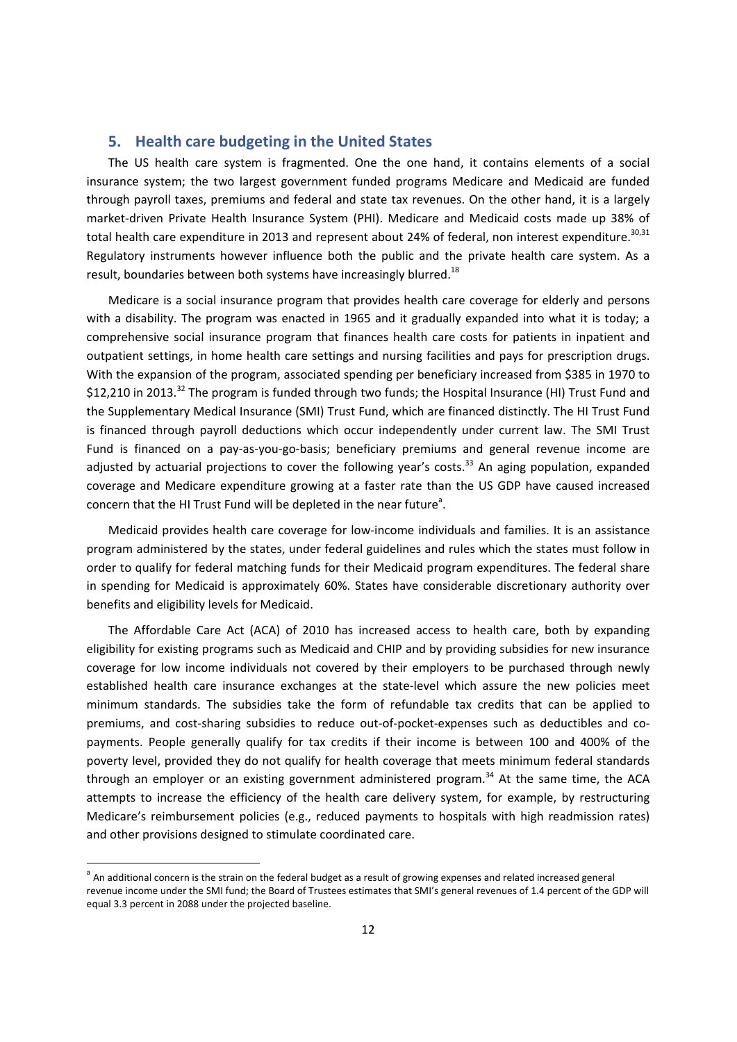## 5. Health care budgeting in the United States

The US health care system is fragmented. One the one hand, it contains elements of a social insurance system; the two largest government funded programs Medicare and Medicaid are funded through payroll taxes, premiums and federal and state tax revenues. On the other hand, it is a largely market-driven Private Health Insurance System (PHI). Medicare and Medicaid costs made up 38% of total health care expenditure in 2013 and represent about 24% of federal, non interest expenditure.[30,31] Regulatory instruments however influence both the public and the private health care system. As a result, boundaries between both systems have increasingly blurred.[18]

Medicare is a social insurance program that provides health care coverage for elderly and persons with a disability. The program was enacted in 1965 and it gradually expanded into what it is today; a comprehensive social insurance program that finances health care costs for patients in inpatient and outpatient settings, in home health care settings and nursing facilities and pays for prescription drugs. With the expansion of the program, associated spending per beneficiary increased from $385 in 1970 to $12,210 in 2013.[32] The program is funded through two funds; the Hospital Insurance (HI) Trust Fund and the Supplementary Medical Insurance (SMI) Trust Fund, which are financed distinctly. The HI Trust Fund is financed through payroll deductions which occur independently under current law. The SMI Trust Fund is financed on a pay-as-you-go-basis; beneficiary premiums and general revenue income are adjusted by actuarial projections to cover the following year's costs.[33] An aging population, expanded coverage and Medicare expenditure growing at a faster rate than the US GDP have caused increased concern that the HI Trust Fund will be depleted in the near future[a].

Medicaid provides health care coverage for low-income individuals and families. It is an assistance program administered by the states, under federal guidelines and rules which the states must follow in order to qualify for federal matching funds for their Medicaid program expenditures. The federal share in spending for Medicaid is approximately 60%. States have considerable discretionary authority over benefits and eligibility levels for Medicaid.

The Affordable Care Act (ACA) of 2010 has increased access to health care, both by expanding eligibility for existing programs such as Medicaid and CHIP and by providing subsidies for new insurance coverage for low income individuals not covered by their employers to be purchased through newly established health care insurance exchanges at the state-level which assure the new policies meet minimum standards. The subsidies take the form of refundable tax credits that can be applied to premiums, and cost-sharing subsidies to reduce out-of-pocket-expenses such as deductibles and co-payments. People generally qualify for tax credits if their income is between 100 and 400% of the poverty level, provided they do not qualify for health coverage that meets minimum federal standards through an employer or an existing government administered program.[34] At the same time, the ACA attempts to increase the efficiency of the health care delivery system, for example, by restructuring Medicare's reimbursement policies (e.g., reduced payments to hospitals with high readmission rates) and other provisions designed to stimulate coordinated care.

---

[a] An additional concern is the strain on the federal budget as a result of growing expenses and related increased general revenue income under the SMI fund; the Board of Trustees estimates that SMI's general revenues of 1.4 percent of the GDP will equal 3.3 percent in 2088 under the projected baseline.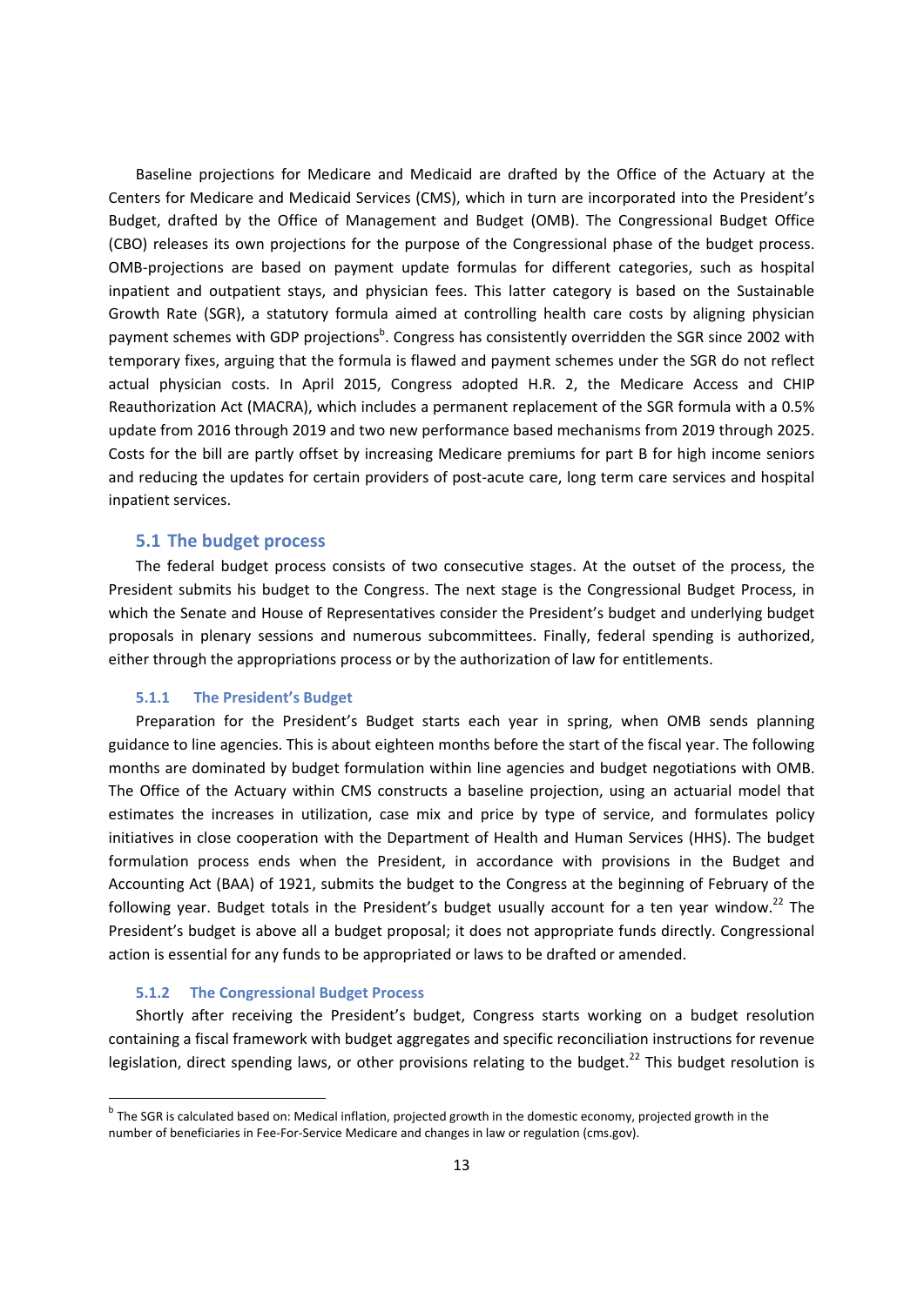Baseline projections for Medicare and Medicaid are drafted by the Office of the Actuary at the Centers for Medicare and Medicaid Services (CMS), which in turn are incorporated into the President's Budget, drafted by the Office of Management and Budget (OMB). The Congressional Budget Office (CBO) releases its own projections for the purpose of the Congressional phase of the budget process. OMB-projections are based on payment update formulas for different categories, such as hospital inpatient and outpatient stays, and physician fees. This latter category is based on the Sustainable Growth Rate (SGR), a statutory formula aimed at controlling health care costs by aligning physician payment schemes with GDP projections[b]. Congress has consistently overridden the SGR since 2002 with temporary fixes, arguing that the formula is flawed and payment schemes under the SGR do not reflect actual physician costs. In April 2015, Congress adopted H.R. 2, the Medicare Access and CHIP Reauthorization Act (MACRA), which includes a permanent replacement of the SGR formula with a 0.5% update from 2016 through 2019 and two new performance based mechanisms from 2019 through 2025. Costs for the bill are partly offset by increasing Medicare premiums for part B for high income seniors and reducing the updates for certain providers of post-acute care, long term care services and hospital inpatient services.

## 5.1 The budget process

The federal budget process consists of two consecutive stages. At the outset of the process, the President submits his budget to the Congress. The next stage is the Congressional Budget Process, in which the Senate and House of Representatives consider the President's budget and underlying budget proposals in plenary sessions and numerous subcommittees. Finally, federal spending is authorized, either through the appropriations process or by the authorization of law for entitlements.

### 5.1.1 The President's Budget

Preparation for the President's Budget starts each year in spring, when OMB sends planning guidance to line agencies. This is about eighteen months before the start of the fiscal year. The following months are dominated by budget formulation within line agencies and budget negotiations with OMB. The Office of the Actuary within CMS constructs a baseline projection, using an actuarial model that estimates the increases in utilization, case mix and price by type of service, and formulates policy initiatives in close cooperation with the Department of Health and Human Services (HHS). The budget formulation process ends when the President, in accordance with provisions in the Budget and Accounting Act (BAA) of 1921, submits the budget to the Congress at the beginning of February of the following year. Budget totals in the President's budget usually account for a ten year window.[22] The President's budget is above all a budget proposal; it does not appropriate funds directly. Congressional action is essential for any funds to be appropriated or laws to be drafted or amended.

### 5.1.2 The Congressional Budget Process

Shortly after receiving the President's budget, Congress starts working on a budget resolution containing a fiscal framework with budget aggregates and specific reconciliation instructions for revenue legislation, direct spending laws, or other provisions relating to the budget.[22] This budget resolution is

---

[b] The SGR is calculated based on: Medical inflation, projected growth in the domestic economy, projected growth in the number of beneficiaries in Fee-For-Service Medicare and changes in law or regulation (cms.gov).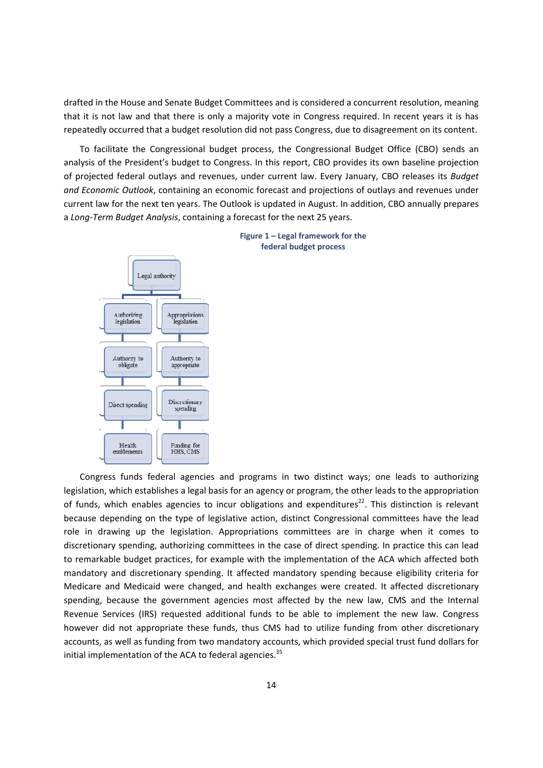drafted in the House and Senate Budget Committees and is considered a concurrent resolution, meaning that it is not law and that there is only a majority vote in Congress required. In recent years it is has repeatedly occurred that a budget resolution did not pass Congress, due to disagreement on its content.

To facilitate the Congressional budget process, the Congressional Budget Office (CBO) sends an analysis of the President's budget to Congress. In this report, CBO provides its own baseline projection of projected federal outlays and revenues, under current law. Every January, CBO releases its *Budget and Economic Outlook*, containing an economic forecast and projections of outlays and revenues under current law for the next ten years. The Outlook is updated in August. In addition, CBO annually prepares a *Long-Term Budget Analysis*, containing a forecast for the next 25 years.

**Figure 1 – Legal framework for the federal budget process**

- Legal authority
  - Authorizing legislation
    - Authority to obligate
      - Direct spending
        - Health entitlements
  - Appropriations legislation
    - Authority to appropriate
      - Discretionary spending
        - Funding for HHS, CMS

Congress funds federal agencies and programs in two distinct ways; one leads to authorizing legislation, which establishes a legal basis for an agency or program, the other leads to the appropriation of funds, which enables agencies to incur obligations and expenditures[22]. This distinction is relevant because depending on the type of legislative action, distinct Congressional committees have the lead role in drawing up the legislation. Appropriations committees are in charge when it comes to discretionary spending, authorizing committees in the case of direct spending. In practice this can lead to remarkable budget practices, for example with the implementation of the ACA which affected both mandatory and discretionary spending. It affected mandatory spending because eligibility criteria for Medicare and Medicaid were changed, and health exchanges were created. It affected discretionary spending, because the government agencies most affected by the new law, CMS and the Internal Revenue Services (IRS) requested additional funds to be able to implement the new law. Congress however did not appropriate these funds, thus CMS had to utilize funding from other discretionary accounts, as well as funding from two mandatory accounts, which provided special trust fund dollars for initial implementation of the ACA to federal agencies.[35]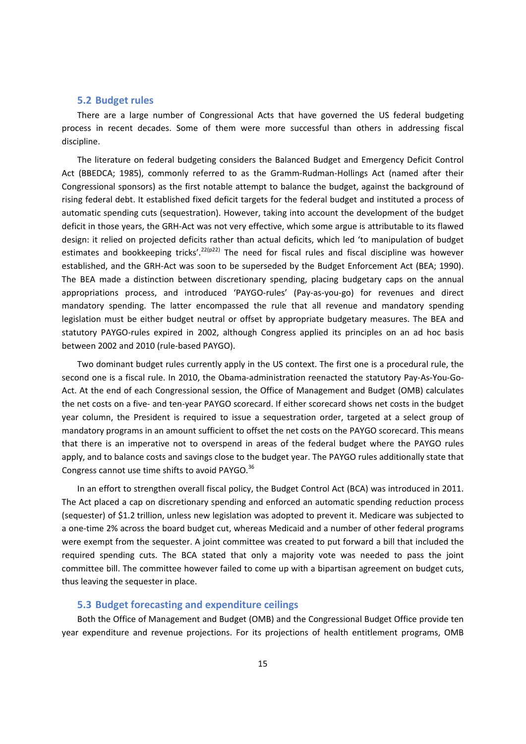## 5.2 Budget rules

There are a large number of Congressional Acts that have governed the US federal budgeting process in recent decades. Some of them were more successful than others in addressing fiscal discipline.

The literature on federal budgeting considers the Balanced Budget and Emergency Deficit Control Act (BBEDCA; 1985), commonly referred to as the Gramm-Rudman-Hollings Act (named after their Congressional sponsors) as the first notable attempt to balance the budget, against the background of rising federal debt. It established fixed deficit targets for the federal budget and instituted a process of automatic spending cuts (sequestration). However, taking into account the development of the budget deficit in those years, the GRH-Act was not very effective, which some argue is attributable to its flawed design: it relied on projected deficits rather than actual deficits, which led 'to manipulation of budget estimates and bookkeeping tricks'.[22(p22)] The need for fiscal rules and fiscal discipline was however established, and the GRH-Act was soon to be superseded by the Budget Enforcement Act (BEA; 1990). The BEA made a distinction between discretionary spending, placing budgetary caps on the annual appropriations process, and introduced 'PAYGO-rules' (Pay-as-you-go) for revenues and direct mandatory spending. The latter encompassed the rule that all revenue and mandatory spending legislation must be either budget neutral or offset by appropriate budgetary measures. The BEA and statutory PAYGO-rules expired in 2002, although Congress applied its principles on an ad hoc basis between 2002 and 2010 (rule-based PAYGO).

Two dominant budget rules currently apply in the US context. The first one is a procedural rule, the second one is a fiscal rule. In 2010, the Obama-administration reenacted the statutory Pay-As-You-Go-Act. At the end of each Congressional session, the Office of Management and Budget (OMB) calculates the net costs on a five- and ten-year PAYGO scorecard. If either scorecard shows net costs in the budget year column, the President is required to issue a sequestration order, targeted at a select group of mandatory programs in an amount sufficient to offset the net costs on the PAYGO scorecard. This means that there is an imperative not to overspend in areas of the federal budget where the PAYGO rules apply, and to balance costs and savings close to the budget year. The PAYGO rules additionally state that Congress cannot use time shifts to avoid PAYGO.[36]

In an effort to strengthen overall fiscal policy, the Budget Control Act (BCA) was introduced in 2011. The Act placed a cap on discretionary spending and enforced an automatic spending reduction process (sequester) of \$1.2 trillion, unless new legislation was adopted to prevent it. Medicare was subjected to a one-time 2% across the board budget cut, whereas Medicaid and a number of other federal programs were exempt from the sequester. A joint committee was created to put forward a bill that included the required spending cuts. The BCA stated that only a majority vote was needed to pass the joint committee bill. The committee however failed to come up with a bipartisan agreement on budget cuts, thus leaving the sequester in place.

## 5.3 Budget forecasting and expenditure ceilings

Both the Office of Management and Budget (OMB) and the Congressional Budget Office provide ten year expenditure and revenue projections. For its projections of health entitlement programs, OMB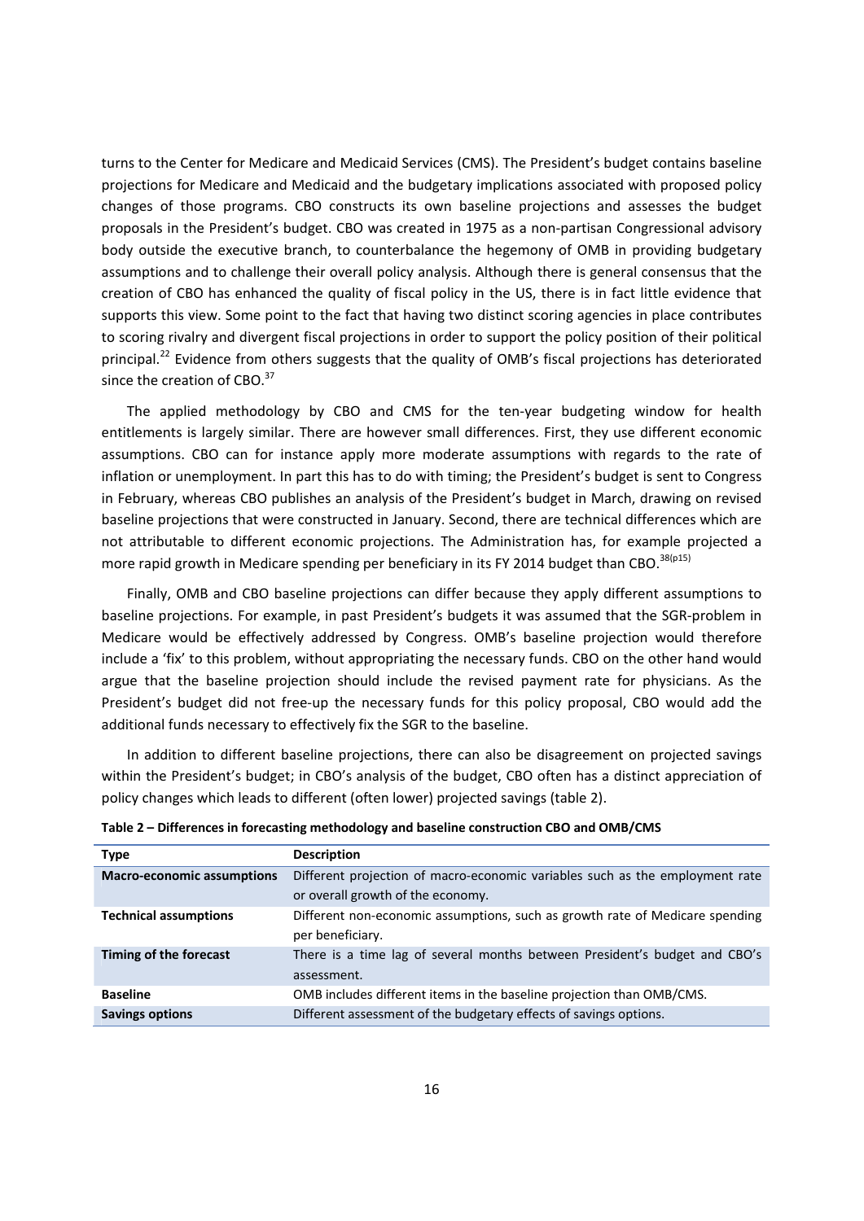turns to the Center for Medicare and Medicaid Services (CMS). The President's budget contains baseline projections for Medicare and Medicaid and the budgetary implications associated with proposed policy changes of those programs. CBO constructs its own baseline projections and assesses the budget proposals in the President's budget. CBO was created in 1975 as a non-partisan Congressional advisory body outside the executive branch, to counterbalance the hegemony of OMB in providing budgetary assumptions and to challenge their overall policy analysis. Although there is general consensus that the creation of CBO has enhanced the quality of fiscal policy in the US, there is in fact little evidence that supports this view. Some point to the fact that having two distinct scoring agencies in place contributes to scoring rivalry and divergent fiscal projections in order to support the policy position of their political principal.[22] Evidence from others suggests that the quality of OMB's fiscal projections has deteriorated since the creation of CBO.[37]

The applied methodology by CBO and CMS for the ten-year budgeting window for health entitlements is largely similar. There are however small differences. First, they use different economic assumptions. CBO can for instance apply more moderate assumptions with regards to the rate of inflation or unemployment. In part this has to do with timing; the President's budget is sent to Congress in February, whereas CBO publishes an analysis of the President's budget in March, drawing on revised baseline projections that were constructed in January. Second, there are technical differences which are not attributable to different economic projections. The Administration has, for example projected a more rapid growth in Medicare spending per beneficiary in its FY 2014 budget than CBO.[38(p15)]

Finally, OMB and CBO baseline projections can differ because they apply different assumptions to baseline projections. For example, in past President's budgets it was assumed that the SGR-problem in Medicare would be effectively addressed by Congress. OMB's baseline projection would therefore include a 'fix' to this problem, without appropriating the necessary funds. CBO on the other hand would argue that the baseline projection should include the revised payment rate for physicians. As the President's budget did not free-up the necessary funds for this policy proposal, CBO would add the additional funds necessary to effectively fix the SGR to the baseline.

In addition to different baseline projections, there can also be disagreement on projected savings within the President's budget; in CBO's analysis of the budget, CBO often has a distinct appreciation of policy changes which leads to different (often lower) projected savings (table 2).

**Table 2 – Differences in forecasting methodology and baseline construction CBO and OMB/CMS**

| Type | Description |
|---|---|
| **Macro-economic assumptions** | Different projection of macro-economic variables such as the employment rate or overall growth of the economy. |
| **Technical assumptions** | Different non-economic assumptions, such as growth rate of Medicare spending per beneficiary. |
| **Timing of the forecast** | There is a time lag of several months between President's budget and CBO's assessment. |
| **Baseline** | OMB includes different items in the baseline projection than OMB/CMS. |
| **Savings options** | Different assessment of the budgetary effects of savings options. |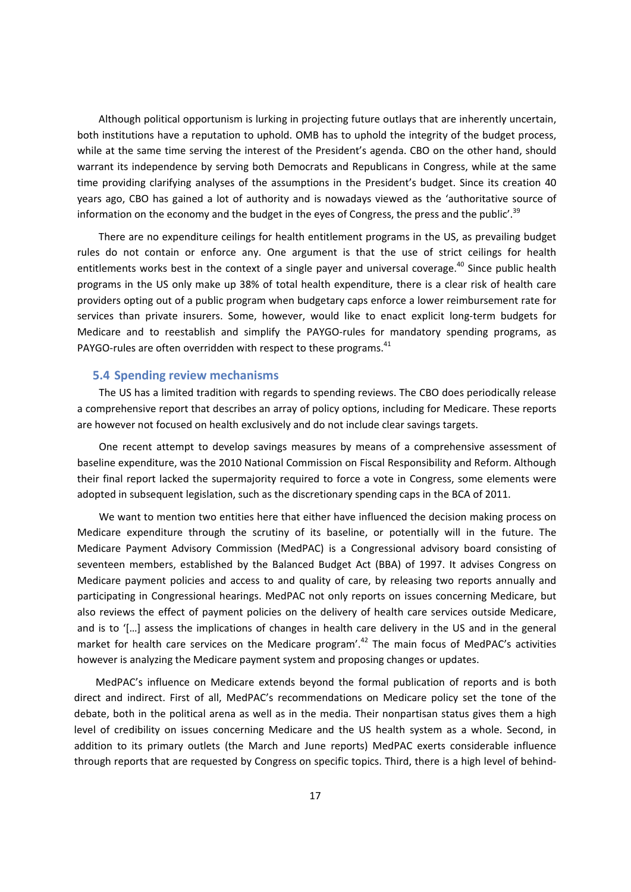Although political opportunism is lurking in projecting future outlays that are inherently uncertain, both institutions have a reputation to uphold. OMB has to uphold the integrity of the budget process, while at the same time serving the interest of the President's agenda. CBO on the other hand, should warrant its independence by serving both Democrats and Republicans in Congress, while at the same time providing clarifying analyses of the assumptions in the President's budget. Since its creation 40 years ago, CBO has gained a lot of authority and is nowadays viewed as the 'authoritative source of information on the economy and the budget in the eyes of Congress, the press and the public'.[39]

There are no expenditure ceilings for health entitlement programs in the US, as prevailing budget rules do not contain or enforce any. One argument is that the use of strict ceilings for health entitlements works best in the context of a single payer and universal coverage.[40] Since public health programs in the US only make up 38% of total health expenditure, there is a clear risk of health care providers opting out of a public program when budgetary caps enforce a lower reimbursement rate for services than private insurers. Some, however, would like to enact explicit long-term budgets for Medicare and to reestablish and simplify the PAYGO-rules for mandatory spending programs, as PAYGO-rules are often overridden with respect to these programs.[41]

## 5.4 Spending review mechanisms

The US has a limited tradition with regards to spending reviews. The CBO does periodically release a comprehensive report that describes an array of policy options, including for Medicare. These reports are however not focused on health exclusively and do not include clear savings targets.

One recent attempt to develop savings measures by means of a comprehensive assessment of baseline expenditure, was the 2010 National Commission on Fiscal Responsibility and Reform. Although their final report lacked the supermajority required to force a vote in Congress, some elements were adopted in subsequent legislation, such as the discretionary spending caps in the BCA of 2011.

We want to mention two entities here that either have influenced the decision making process on Medicare expenditure through the scrutiny of its baseline, or potentially will in the future. The Medicare Payment Advisory Commission (MedPAC) is a Congressional advisory board consisting of seventeen members, established by the Balanced Budget Act (BBA) of 1997. It advises Congress on Medicare payment policies and access to and quality of care, by releasing two reports annually and participating in Congressional hearings. MedPAC not only reports on issues concerning Medicare, but also reviews the effect of payment policies on the delivery of health care services outside Medicare, and is to '[…] assess the implications of changes in health care delivery in the US and in the general market for health care services on the Medicare program'.[42] The main focus of MedPAC's activities however is analyzing the Medicare payment system and proposing changes or updates.

MedPAC's influence on Medicare extends beyond the formal publication of reports and is both direct and indirect. First of all, MedPAC's recommendations on Medicare policy set the tone of the debate, both in the political arena as well as in the media. Their nonpartisan status gives them a high level of credibility on issues concerning Medicare and the US health system as a whole. Second, in addition to its primary outlets (the March and June reports) MedPAC exerts considerable influence through reports that are requested by Congress on specific topics. Third, there is a high level of behind-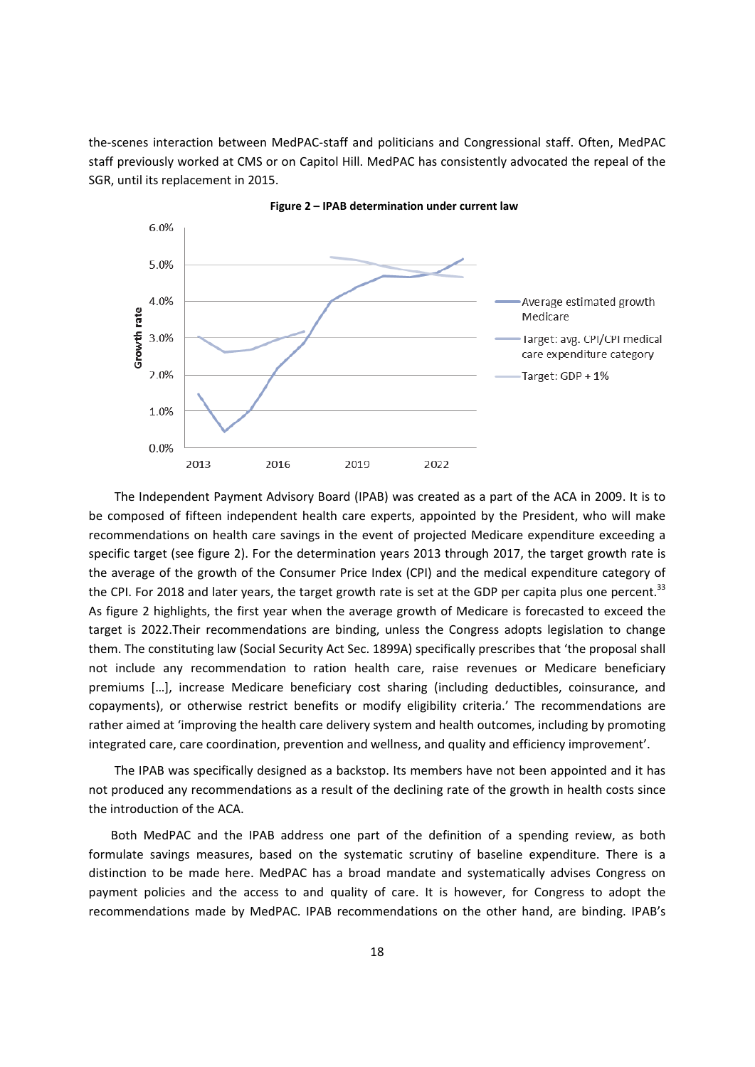the-scenes interaction between MedPAC-staff and politicians and Congressional staff. Often, MedPAC staff previously worked at CMS or on Capitol Hill. MedPAC has consistently advocated the repeal of the SGR, until its replacement in 2015.

**Figure 2 – IPAB determination under current law**

The Independent Payment Advisory Board (IPAB) was created as a part of the ACA in 2009. It is to be composed of fifteen independent health care experts, appointed by the President, who will make recommendations on health care savings in the event of projected Medicare expenditure exceeding a specific target (see figure 2). For the determination years 2013 through 2017, the target growth rate is the average of the growth of the Consumer Price Index (CPI) and the medical expenditure category of the CPI. For 2018 and later years, the target growth rate is set at the GDP per capita plus one percent.[33] As figure 2 highlights, the first year when the average growth of Medicare is forecasted to exceed the target is 2022.Their recommendations are binding, unless the Congress adopts legislation to change them. The constituting law (Social Security Act Sec. 1899A) specifically prescribes that 'the proposal shall not include any recommendation to ration health care, raise revenues or Medicare beneficiary premiums […], increase Medicare beneficiary cost sharing (including deductibles, coinsurance, and copayments), or otherwise restrict benefits or modify eligibility criteria.' The recommendations are rather aimed at 'improving the health care delivery system and health outcomes, including by promoting integrated care, care coordination, prevention and wellness, and quality and efficiency improvement'.

The IPAB was specifically designed as a backstop. Its members have not been appointed and it has not produced any recommendations as a result of the declining rate of the growth in health costs since the introduction of the ACA.

Both MedPAC and the IPAB address one part of the definition of a spending review, as both formulate savings measures, based on the systematic scrutiny of baseline expenditure. There is a distinction to be made here. MedPAC has a broad mandate and systematically advises Congress on payment policies and the access to and quality of care. It is however, for Congress to adopt the recommendations made by MedPAC. IPAB recommendations on the other hand, are binding. IPAB's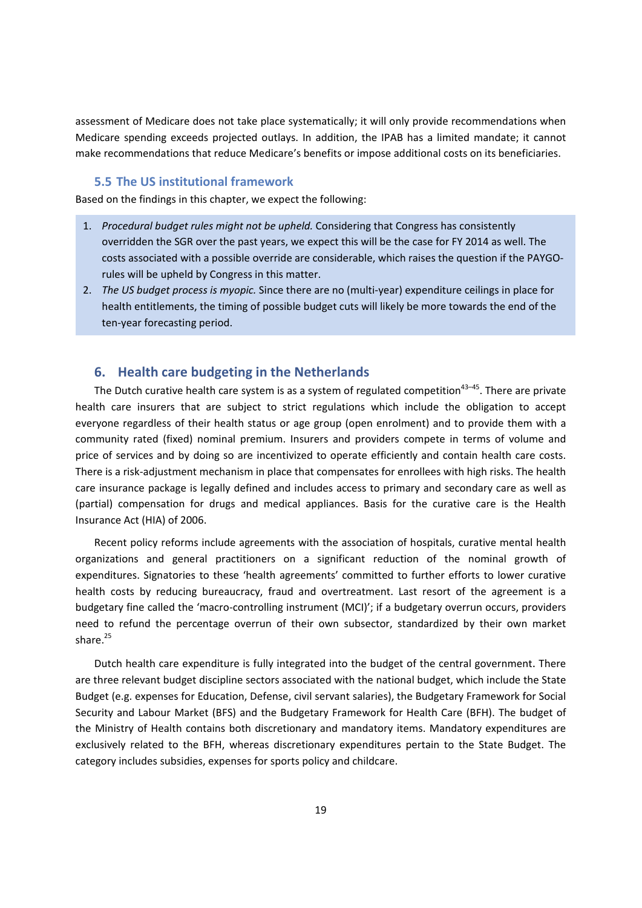assessment of Medicare does not take place systematically; it will only provide recommendations when Medicare spending exceeds projected outlays. In addition, the IPAB has a limited mandate; it cannot make recommendations that reduce Medicare's benefits or impose additional costs on its beneficiaries.

### 5.5 The US institutional framework

Based on the findings in this chapter, we expect the following:

1. *Procedural budget rules might not be upheld.* Considering that Congress has consistently overridden the SGR over the past years, we expect this will be the case for FY 2014 as well. The costs associated with a possible override are considerable, which raises the question if the PAYGO-rules will be upheld by Congress in this matter.
2. *The US budget process is myopic.* Since there are no (multi-year) expenditure ceilings in place for health entitlements, the timing of possible budget cuts will likely be more towards the end of the ten-year forecasting period.

## 6. Health care budgeting in the Netherlands

The Dutch curative health care system is as a system of regulated competition[43–45]. There are private health care insurers that are subject to strict regulations which include the obligation to accept everyone regardless of their health status or age group (open enrolment) and to provide them with a community rated (fixed) nominal premium. Insurers and providers compete in terms of volume and price of services and by doing so are incentivized to operate efficiently and contain health care costs. There is a risk-adjustment mechanism in place that compensates for enrollees with high risks. The health care insurance package is legally defined and includes access to primary and secondary care as well as (partial) compensation for drugs and medical appliances. Basis for the curative care is the Health Insurance Act (HIA) of 2006.

Recent policy reforms include agreements with the association of hospitals, curative mental health organizations and general practitioners on a significant reduction of the nominal growth of expenditures. Signatories to these 'health agreements' committed to further efforts to lower curative health costs by reducing bureaucracy, fraud and overtreatment. Last resort of the agreement is a budgetary fine called the 'macro-controlling instrument (MCI)'; if a budgetary overrun occurs, providers need to refund the percentage overrun of their own subsector, standardized by their own market share.[25]

Dutch health care expenditure is fully integrated into the budget of the central government. There are three relevant budget discipline sectors associated with the national budget, which include the State Budget (e.g. expenses for Education, Defense, civil servant salaries), the Budgetary Framework for Social Security and Labour Market (BFS) and the Budgetary Framework for Health Care (BFH). The budget of the Ministry of Health contains both discretionary and mandatory items. Mandatory expenditures are exclusively related to the BFH, whereas discretionary expenditures pertain to the State Budget. The category includes subsidies, expenses for sports policy and childcare.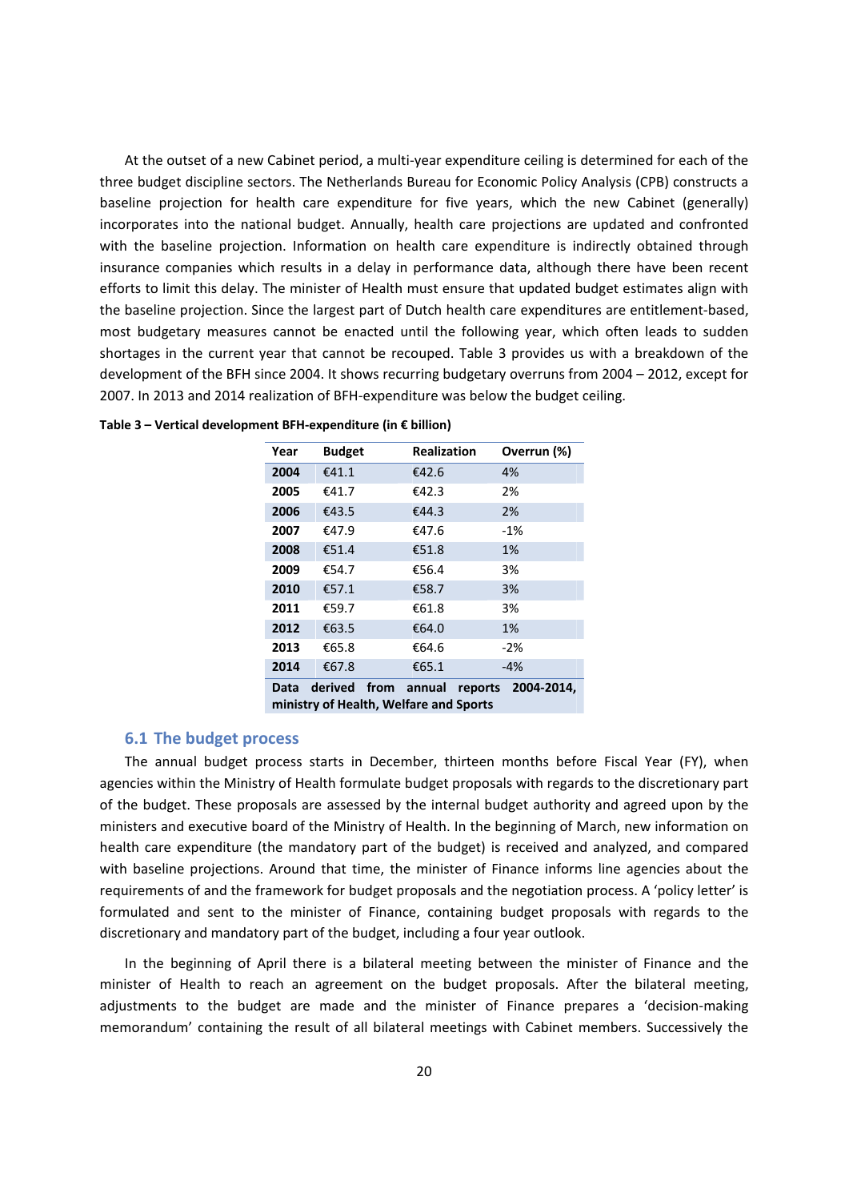At the outset of a new Cabinet period, a multi-year expenditure ceiling is determined for each of the three budget discipline sectors. The Netherlands Bureau for Economic Policy Analysis (CPB) constructs a baseline projection for health care expenditure for five years, which the new Cabinet (generally) incorporates into the national budget. Annually, health care projections are updated and confronted with the baseline projection. Information on health care expenditure is indirectly obtained through insurance companies which results in a delay in performance data, although there have been recent efforts to limit this delay. The minister of Health must ensure that updated budget estimates align with the baseline projection. Since the largest part of Dutch health care expenditures are entitlement-based, most budgetary measures cannot be enacted until the following year, which often leads to sudden shortages in the current year that cannot be recouped. Table 3 provides us with a breakdown of the development of the BFH since 2004. It shows recurring budgetary overruns from 2004 – 2012, except for 2007. In 2013 and 2014 realization of BFH-expenditure was below the budget ceiling.

**Table 3 – Vertical development BFH-expenditure (in € billion)**

| Year | Budget | Realization | Overrun (%) |
|---|---|---|---|
| **2004** | €41.1 | €42.6 | 4% |
| **2005** | €41.7 | €42.3 | 2% |
| **2006** | €43.5 | €44.3 | 2% |
| **2007** | €47.9 | €47.6 | -1% |
| **2008** | €51.4 | €51.8 | 1% |
| **2009** | €54.7 | €56.4 | 3% |
| **2010** | €57.1 | €58.7 | 3% |
| **2011** | €59.7 | €61.8 | 3% |
| **2012** | €63.5 | €64.0 | 1% |
| **2013** | €65.8 | €64.6 | -2% |
| **2014** | €67.8 | €65.1 | -4% |

**Data derived from annual reports 2004-2014, ministry of Health, Welfare and Sports**

## 6.1 The budget process

The annual budget process starts in December, thirteen months before Fiscal Year (FY), when agencies within the Ministry of Health formulate budget proposals with regards to the discretionary part of the budget. These proposals are assessed by the internal budget authority and agreed upon by the ministers and executive board of the Ministry of Health. In the beginning of March, new information on health care expenditure (the mandatory part of the budget) is received and analyzed, and compared with baseline projections. Around that time, the minister of Finance informs line agencies about the requirements of and the framework for budget proposals and the negotiation process. A 'policy letter' is formulated and sent to the minister of Finance, containing budget proposals with regards to the discretionary and mandatory part of the budget, including a four year outlook.

In the beginning of April there is a bilateral meeting between the minister of Finance and the minister of Health to reach an agreement on the budget proposals. After the bilateral meeting, adjustments to the budget are made and the minister of Finance prepares a 'decision-making memorandum' containing the result of all bilateral meetings with Cabinet members. Successively the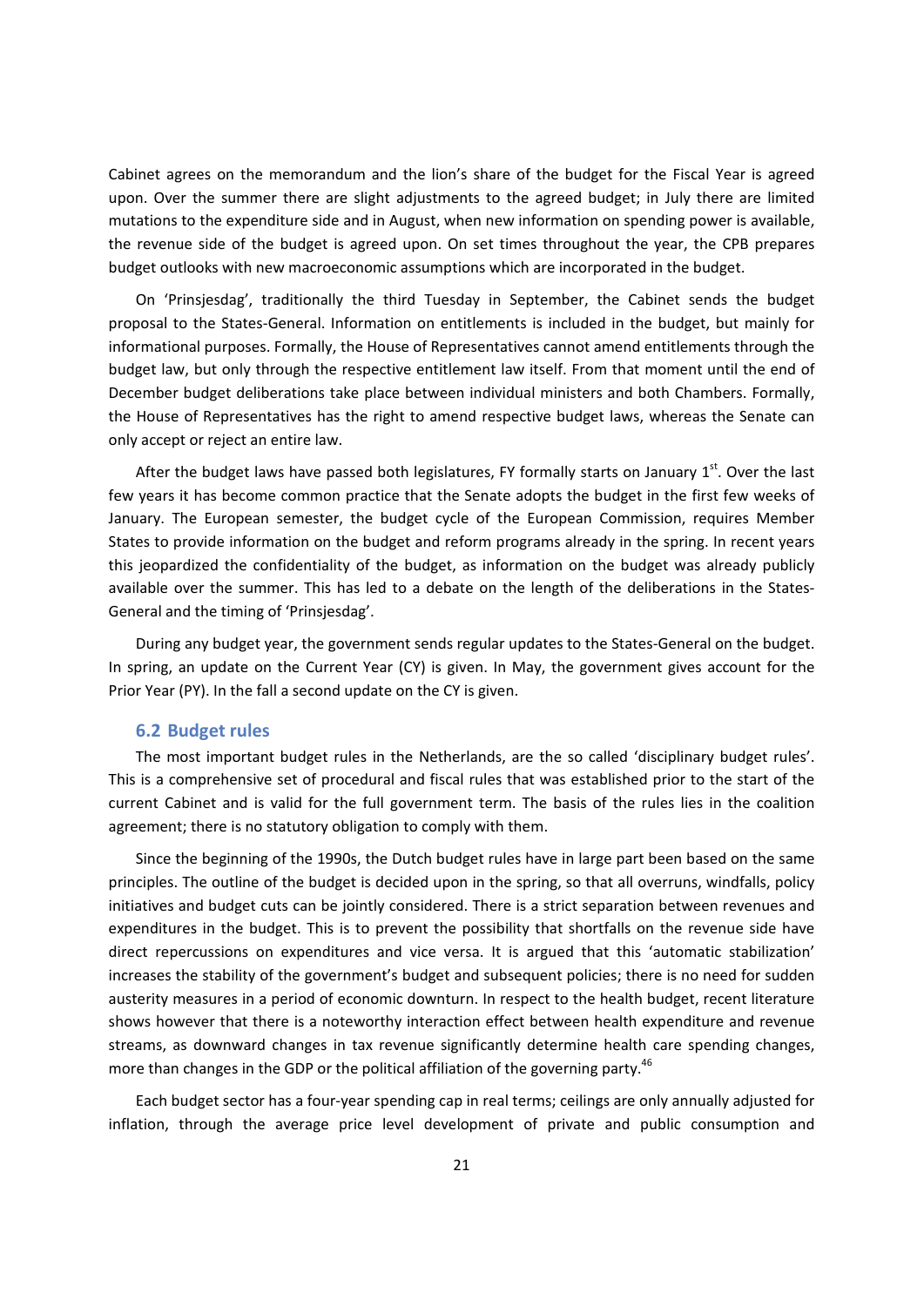Cabinet agrees on the memorandum and the lion's share of the budget for the Fiscal Year is agreed upon. Over the summer there are slight adjustments to the agreed budget; in July there are limited mutations to the expenditure side and in August, when new information on spending power is available, the revenue side of the budget is agreed upon. On set times throughout the year, the CPB prepares budget outlooks with new macroeconomic assumptions which are incorporated in the budget.

On 'Prinsjesdag', traditionally the third Tuesday in September, the Cabinet sends the budget proposal to the States-General. Information on entitlements is included in the budget, but mainly for informational purposes. Formally, the House of Representatives cannot amend entitlements through the budget law, but only through the respective entitlement law itself. From that moment until the end of December budget deliberations take place between individual ministers and both Chambers. Formally, the House of Representatives has the right to amend respective budget laws, whereas the Senate can only accept or reject an entire law.

After the budget laws have passed both legislatures, FY formally starts on January 1st. Over the last few years it has become common practice that the Senate adopts the budget in the first few weeks of January. The European semester, the budget cycle of the European Commission, requires Member States to provide information on the budget and reform programs already in the spring. In recent years this jeopardized the confidentiality of the budget, as information on the budget was already publicly available over the summer. This has led to a debate on the length of the deliberations in the States-General and the timing of 'Prinsjesdag'.

During any budget year, the government sends regular updates to the States-General on the budget. In spring, an update on the Current Year (CY) is given. In May, the government gives account for the Prior Year (PY). In the fall a second update on the CY is given.

### 6.2 Budget rules

The most important budget rules in the Netherlands, are the so called 'disciplinary budget rules'. This is a comprehensive set of procedural and fiscal rules that was established prior to the start of the current Cabinet and is valid for the full government term. The basis of the rules lies in the coalition agreement; there is no statutory obligation to comply with them.

Since the beginning of the 1990s, the Dutch budget rules have in large part been based on the same principles. The outline of the budget is decided upon in the spring, so that all overruns, windfalls, policy initiatives and budget cuts can be jointly considered. There is a strict separation between revenues and expenditures in the budget. This is to prevent the possibility that shortfalls on the revenue side have direct repercussions on expenditures and vice versa. It is argued that this 'automatic stabilization' increases the stability of the government's budget and subsequent policies; there is no need for sudden austerity measures in a period of economic downturn. In respect to the health budget, recent literature shows however that there is a noteworthy interaction effect between health expenditure and revenue streams, as downward changes in tax revenue significantly determine health care spending changes, more than changes in the GDP or the political affiliation of the governing party.[46]

Each budget sector has a four-year spending cap in real terms; ceilings are only annually adjusted for inflation, through the average price level development of private and public consumption and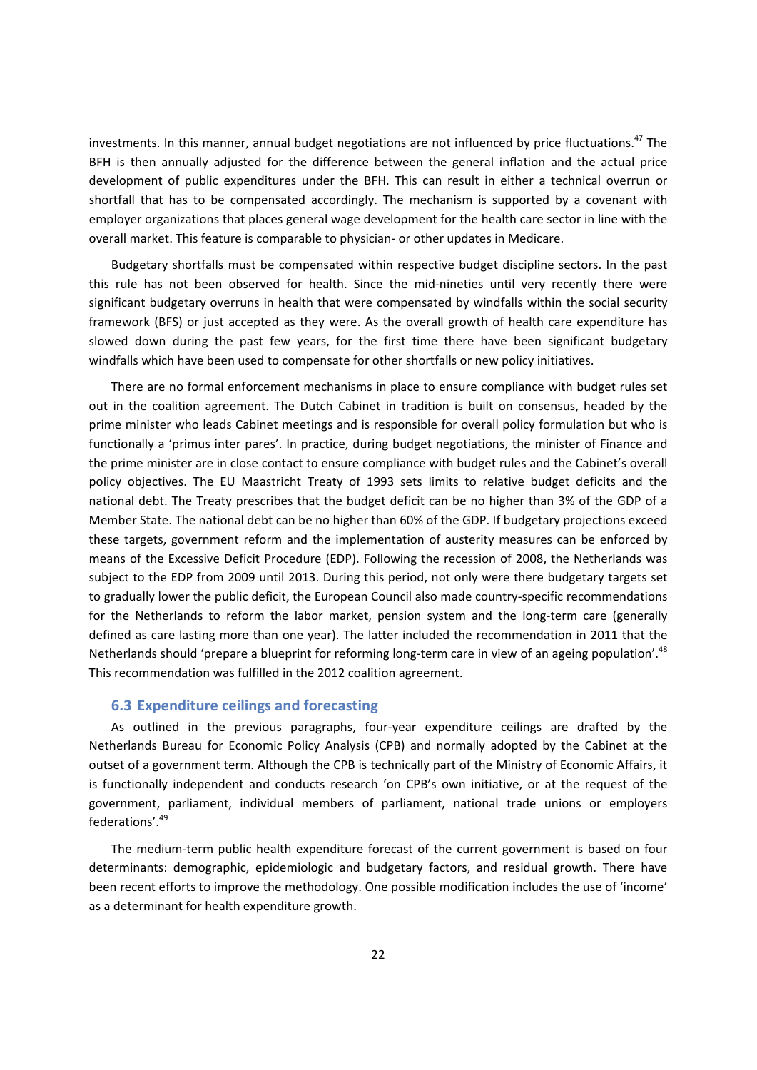investments. In this manner, annual budget negotiations are not influenced by price fluctuations.[47] The BFH is then annually adjusted for the difference between the general inflation and the actual price development of public expenditures under the BFH. This can result in either a technical overrun or shortfall that has to be compensated accordingly. The mechanism is supported by a covenant with employer organizations that places general wage development for the health care sector in line with the overall market. This feature is comparable to physician- or other updates in Medicare.

Budgetary shortfalls must be compensated within respective budget discipline sectors. In the past this rule has not been observed for health. Since the mid-nineties until very recently there were significant budgetary overruns in health that were compensated by windfalls within the social security framework (BFS) or just accepted as they were. As the overall growth of health care expenditure has slowed down during the past few years, for the first time there have been significant budgetary windfalls which have been used to compensate for other shortfalls or new policy initiatives.

There are no formal enforcement mechanisms in place to ensure compliance with budget rules set out in the coalition agreement. The Dutch Cabinet in tradition is built on consensus, headed by the prime minister who leads Cabinet meetings and is responsible for overall policy formulation but who is functionally a 'primus inter pares'. In practice, during budget negotiations, the minister of Finance and the prime minister are in close contact to ensure compliance with budget rules and the Cabinet's overall policy objectives. The EU Maastricht Treaty of 1993 sets limits to relative budget deficits and the national debt. The Treaty prescribes that the budget deficit can be no higher than 3% of the GDP of a Member State. The national debt can be no higher than 60% of the GDP. If budgetary projections exceed these targets, government reform and the implementation of austerity measures can be enforced by means of the Excessive Deficit Procedure (EDP). Following the recession of 2008, the Netherlands was subject to the EDP from 2009 until 2013. During this period, not only were there budgetary targets set to gradually lower the public deficit, the European Council also made country-specific recommendations for the Netherlands to reform the labor market, pension system and the long-term care (generally defined as care lasting more than one year). The latter included the recommendation in 2011 that the Netherlands should 'prepare a blueprint for reforming long-term care in view of an ageing population'.[48] This recommendation was fulfilled in the 2012 coalition agreement.

### 6.3 Expenditure ceilings and forecasting

As outlined in the previous paragraphs, four-year expenditure ceilings are drafted by the Netherlands Bureau for Economic Policy Analysis (CPB) and normally adopted by the Cabinet at the outset of a government term. Although the CPB is technically part of the Ministry of Economic Affairs, it is functionally independent and conducts research 'on CPB's own initiative, or at the request of the government, parliament, individual members of parliament, national trade unions or employers federations'.[49]

The medium-term public health expenditure forecast of the current government is based on four determinants: demographic, epidemiologic and budgetary factors, and residual growth. There have been recent efforts to improve the methodology. One possible modification includes the use of 'income' as a determinant for health expenditure growth.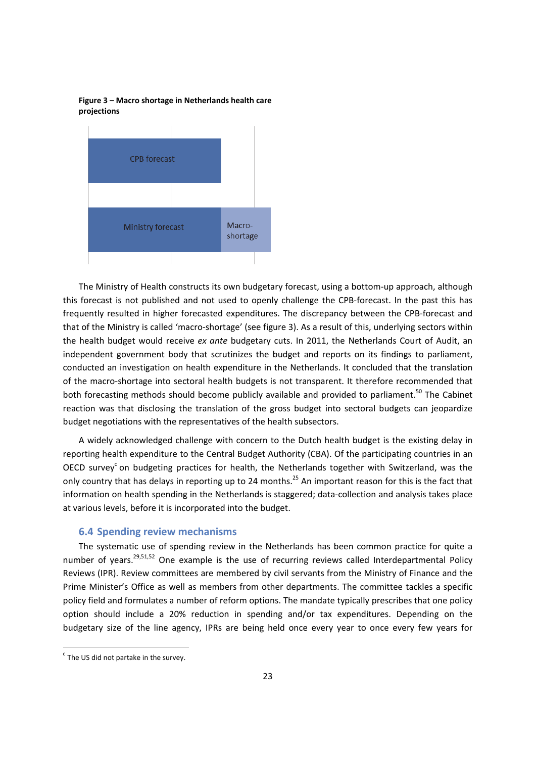**Figure 3 – Macro shortage in Netherlands health care projections**

CPB forecast

Ministry forecast

Macro-shortage

The Ministry of Health constructs its own budgetary forecast, using a bottom-up approach, although this forecast is not published and not used to openly challenge the CPB-forecast. In the past this has frequently resulted in higher forecasted expenditures. The discrepancy between the CPB-forecast and that of the Ministry is called 'macro-shortage' (see figure 3). As a result of this, underlying sectors within the health budget would receive *ex ante* budgetary cuts. In 2011, the Netherlands Court of Audit, an independent government body that scrutinizes the budget and reports on its findings to parliament, conducted an investigation on health expenditure in the Netherlands. It concluded that the translation of the macro-shortage into sectoral health budgets is not transparent. It therefore recommended that both forecasting methods should become publicly available and provided to parliament.[50] The Cabinet reaction was that disclosing the translation of the gross budget into sectoral budgets can jeopardize budget negotiations with the representatives of the health subsectors.

A widely acknowledged challenge with concern to the Dutch health budget is the existing delay in reporting health expenditure to the Central Budget Authority (CBA). Of the participating countries in an OECD survey[c] on budgeting practices for health, the Netherlands together with Switzerland, was the only country that has delays in reporting up to 24 months.[25] An important reason for this is the fact that information on health spending in the Netherlands is staggered; data-collection and analysis takes place at various levels, before it is incorporated into the budget.

## 6.4 Spending review mechanisms

The systematic use of spending review in the Netherlands has been common practice for quite a number of years.[29,51,52] One example is the use of recurring reviews called Interdepartmental Policy Reviews (IPR). Review committees are membered by civil servants from the Ministry of Finance and the Prime Minister's Office as well as members from other departments. The committee tackles a specific policy field and formulates a number of reform options. The mandate typically prescribes that one policy option should include a 20% reduction in spending and/or tax expenditures. Depending on the budgetary size of the line agency, IPRs are being held once every year to once every few years for

[c] The US did not partake in the survey.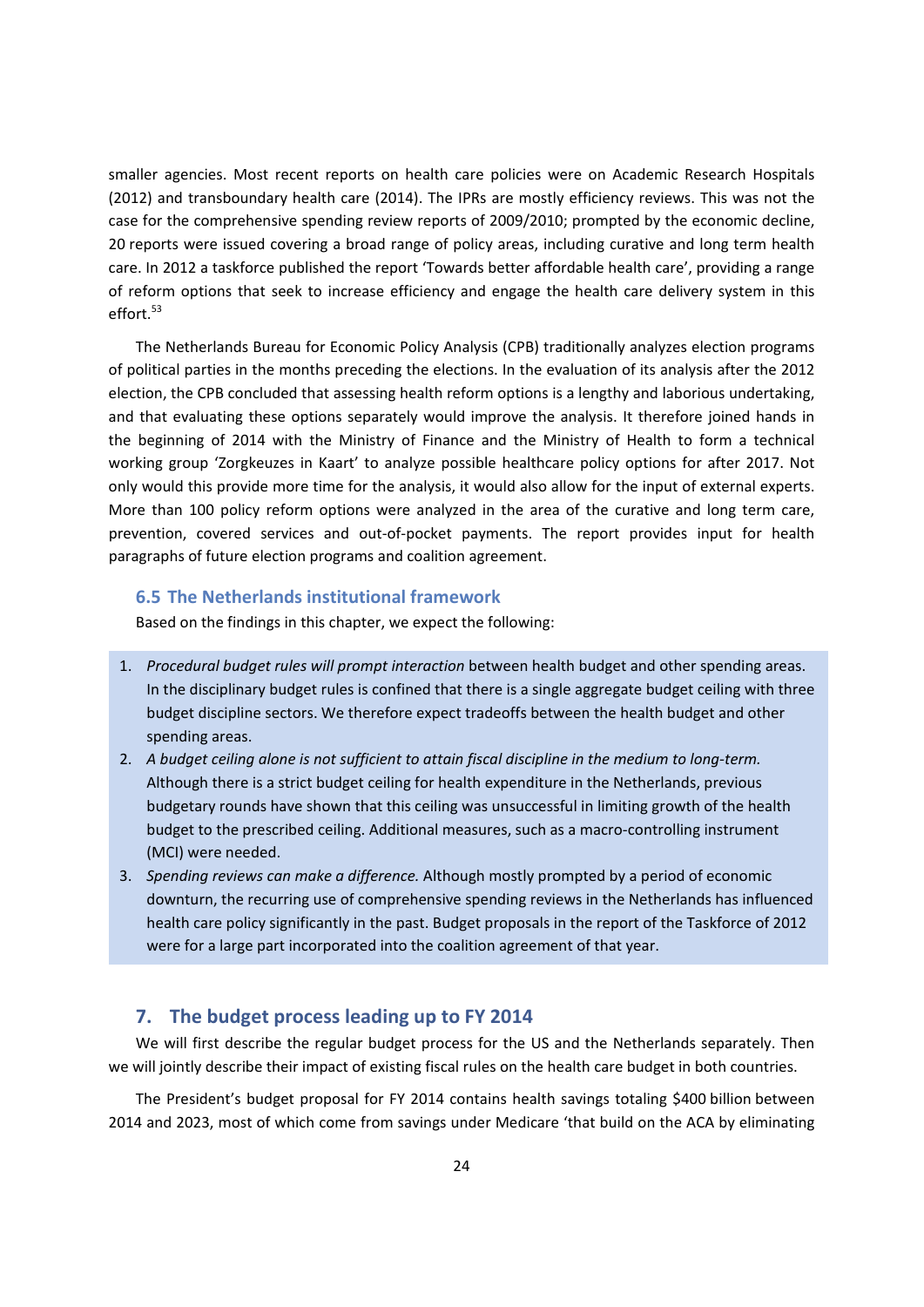smaller agencies. Most recent reports on health care policies were on Academic Research Hospitals (2012) and transboundary health care (2014). The IPRs are mostly efficiency reviews. This was not the case for the comprehensive spending review reports of 2009/2010; prompted by the economic decline, 20 reports were issued covering a broad range of policy areas, including curative and long term health care. In 2012 a taskforce published the report 'Towards better affordable health care', providing a range of reform options that seek to increase efficiency and engage the health care delivery system in this effort.[53]

The Netherlands Bureau for Economic Policy Analysis (CPB) traditionally analyzes election programs of political parties in the months preceding the elections. In the evaluation of its analysis after the 2012 election, the CPB concluded that assessing health reform options is a lengthy and laborious undertaking, and that evaluating these options separately would improve the analysis. It therefore joined hands in the beginning of 2014 with the Ministry of Finance and the Ministry of Health to form a technical working group 'Zorgkeuzes in Kaart' to analyze possible healthcare policy options for after 2017. Not only would this provide more time for the analysis, it would also allow for the input of external experts. More than 100 policy reform options were analyzed in the area of the curative and long term care, prevention, covered services and out-of-pocket payments. The report provides input for health paragraphs of future election programs and coalition agreement.

### 6.5 The Netherlands institutional framework

Based on the findings in this chapter, we expect the following:

1. *Procedural budget rules will prompt interaction* between health budget and other spending areas. In the disciplinary budget rules is confined that there is a single aggregate budget ceiling with three budget discipline sectors. We therefore expect tradeoffs between the health budget and other spending areas.
2. *A budget ceiling alone is not sufficient to attain fiscal discipline in the medium to long-term.* Although there is a strict budget ceiling for health expenditure in the Netherlands, previous budgetary rounds have shown that this ceiling was unsuccessful in limiting growth of the health budget to the prescribed ceiling. Additional measures, such as a macro-controlling instrument (MCI) were needed.
3. *Spending reviews can make a difference.* Although mostly prompted by a period of economic downturn, the recurring use of comprehensive spending reviews in the Netherlands has influenced health care policy significantly in the past. Budget proposals in the report of the Taskforce of 2012 were for a large part incorporated into the coalition agreement of that year.

## 7. The budget process leading up to FY 2014

We will first describe the regular budget process for the US and the Netherlands separately. Then we will jointly describe their impact of existing fiscal rules on the health care budget in both countries.

The President's budget proposal for FY 2014 contains health savings totaling $400 billion between 2014 and 2023, most of which come from savings under Medicare 'that build on the ACA by eliminating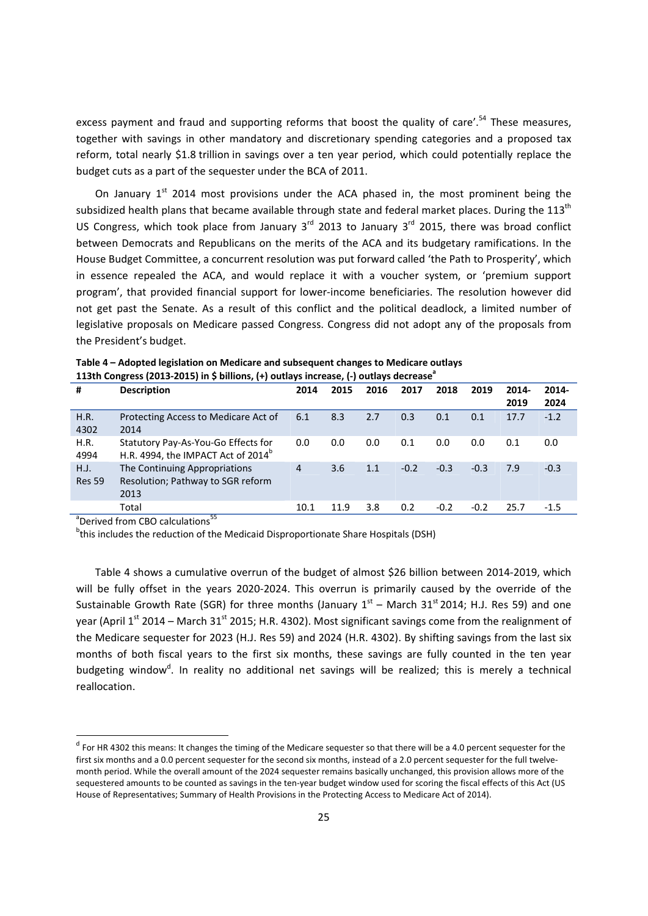excess payment and fraud and supporting reforms that boost the quality of care'.[54] These measures, together with savings in other mandatory and discretionary spending categories and a proposed tax reform, total nearly $1.8 trillion in savings over a ten year period, which could potentially replace the budget cuts as a part of the sequester under the BCA of 2011.

On January 1st 2014 most provisions under the ACA phased in, the most prominent being the subsidized health plans that became available through state and federal market places. During the 113th US Congress, which took place from January 3rd 2013 to January 3rd 2015, there was broad conflict between Democrats and Republicans on the merits of the ACA and its budgetary ramifications. In the House Budget Committee, a concurrent resolution was put forward called 'the Path to Prosperity', which in essence repealed the ACA, and would replace it with a voucher system, or 'premium support program', that provided financial support for lower-income beneficiaries. The resolution however did not get past the Senate. As a result of this conflict and the political deadlock, a limited number of legislative proposals on Medicare passed Congress. Congress did not adopt any of the proposals from the President's budget.

**Table 4 – Adopted legislation on Medicare and subsequent changes to Medicare outlays 113th Congress (2013-2015) in $ billions, (+) outlays increase, (-) outlays decrease[a]**

| # | Description | 2014 | 2015 | 2016 | 2017 | 2018 | 2019 | 2014-2019 | 2014-2024 |
|---|---|---|---|---|---|---|---|---|---|
| H.R. 4302 | Protecting Access to Medicare Act of 2014 | 6.1 | 8.3 | 2.7 | 0.3 | 0.1 | 0.1 | 17.7 | -1.2 |
| H.R. 4994 | Statutory Pay-As-You-Go Effects for H.R. 4994, the IMPACT Act of 2014[b] | 0.0 | 0.0 | 0.0 | 0.1 | 0.0 | 0.0 | 0.1 | 0.0 |
| H.J. Res 59 | The Continuing Appropriations Resolution; Pathway to SGR reform 2013 | 4 | 3.6 | 1.1 | -0.2 | -0.3 | -0.3 | 7.9 | -0.3 |
| | Total | 10.1 | 11.9 | 3.8 | 0.2 | -0.2 | -0.2 | 25.7 | -1.5 |

[a]Derived from CBO calculations[55]

[b]this includes the reduction of the Medicaid Disproportionate Share Hospitals (DSH)

Table 4 shows a cumulative overrun of the budget of almost $26 billion between 2014-2019, which will be fully offset in the years 2020-2024. This overrun is primarily caused by the override of the Sustainable Growth Rate (SGR) for three months (January 1st – March 31st 2014; H.J. Res 59) and one year (April 1st 2014 – March 31st 2015; H.R. 4302). Most significant savings come from the realignment of the Medicare sequester for 2023 (H.J. Res 59) and 2024 (H.R. 4302). By shifting savings from the last six months of both fiscal years to the first six months, these savings are fully counted in the ten year budgeting window[d]. In reality no additional net savings will be realized; this is merely a technical reallocation.

[d] For HR 4302 this means: It changes the timing of the Medicare sequester so that there will be a 4.0 percent sequester for the first six months and a 0.0 percent sequester for the second six months, instead of a 2.0 percent sequester for the full twelve-month period. While the overall amount of the 2024 sequester remains basically unchanged, this provision allows more of the sequestered amounts to be counted as savings in the ten-year budget window used for scoring the fiscal effects of this Act (US House of Representatives; Summary of Health Provisions in the Protecting Access to Medicare Act of 2014).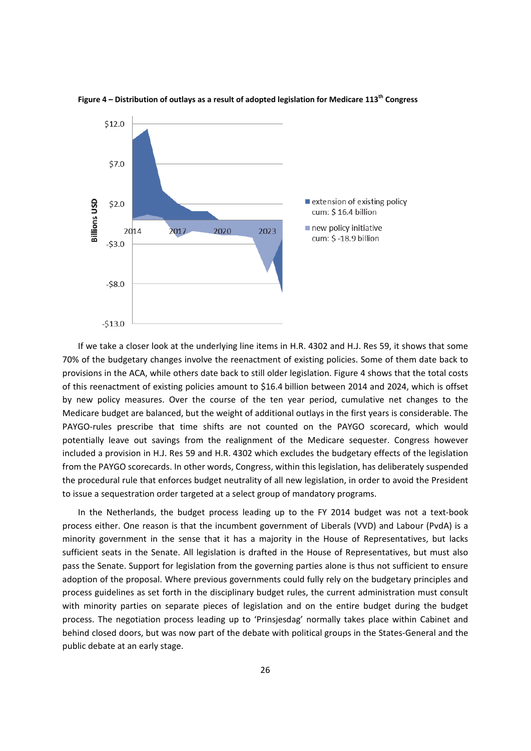**Figure 4 – Distribution of outlays as a result of adopted legislation for Medicare 113th Congress**

If we take a closer look at the underlying line items in H.R. 4302 and H.J. Res 59, it shows that some 70% of the budgetary changes involve the reenactment of existing policies. Some of them date back to provisions in the ACA, while others date back to still older legislation. Figure 4 shows that the total costs of this reenactment of existing policies amount to $16.4 billion between 2014 and 2024, which is offset by new policy measures. Over the course of the ten year period, cumulative net changes to the Medicare budget are balanced, but the weight of additional outlays in the first years is considerable. The PAYGO-rules prescribe that time shifts are not counted on the PAYGO scorecard, which would potentially leave out savings from the realignment of the Medicare sequester. Congress however included a provision in H.J. Res 59 and H.R. 4302 which excludes the budgetary effects of the legislation from the PAYGO scorecards. In other words, Congress, within this legislation, has deliberately suspended the procedural rule that enforces budget neutrality of all new legislation, in order to avoid the President to issue a sequestration order targeted at a select group of mandatory programs.

In the Netherlands, the budget process leading up to the FY 2014 budget was not a text-book process either. One reason is that the incumbent government of Liberals (VVD) and Labour (PvdA) is a minority government in the sense that it has a majority in the House of Representatives, but lacks sufficient seats in the Senate. All legislation is drafted in the House of Representatives, but must also pass the Senate. Support for legislation from the governing parties alone is thus not sufficient to ensure adoption of the proposal. Where previous governments could fully rely on the budgetary principles and process guidelines as set forth in the disciplinary budget rules, the current administration must consult with minority parties on separate pieces of legislation and on the entire budget during the budget process. The negotiation process leading up to 'Prinsjesdag' normally takes place within Cabinet and behind closed doors, but was now part of the debate with political groups in the States-General and the public debate at an early stage.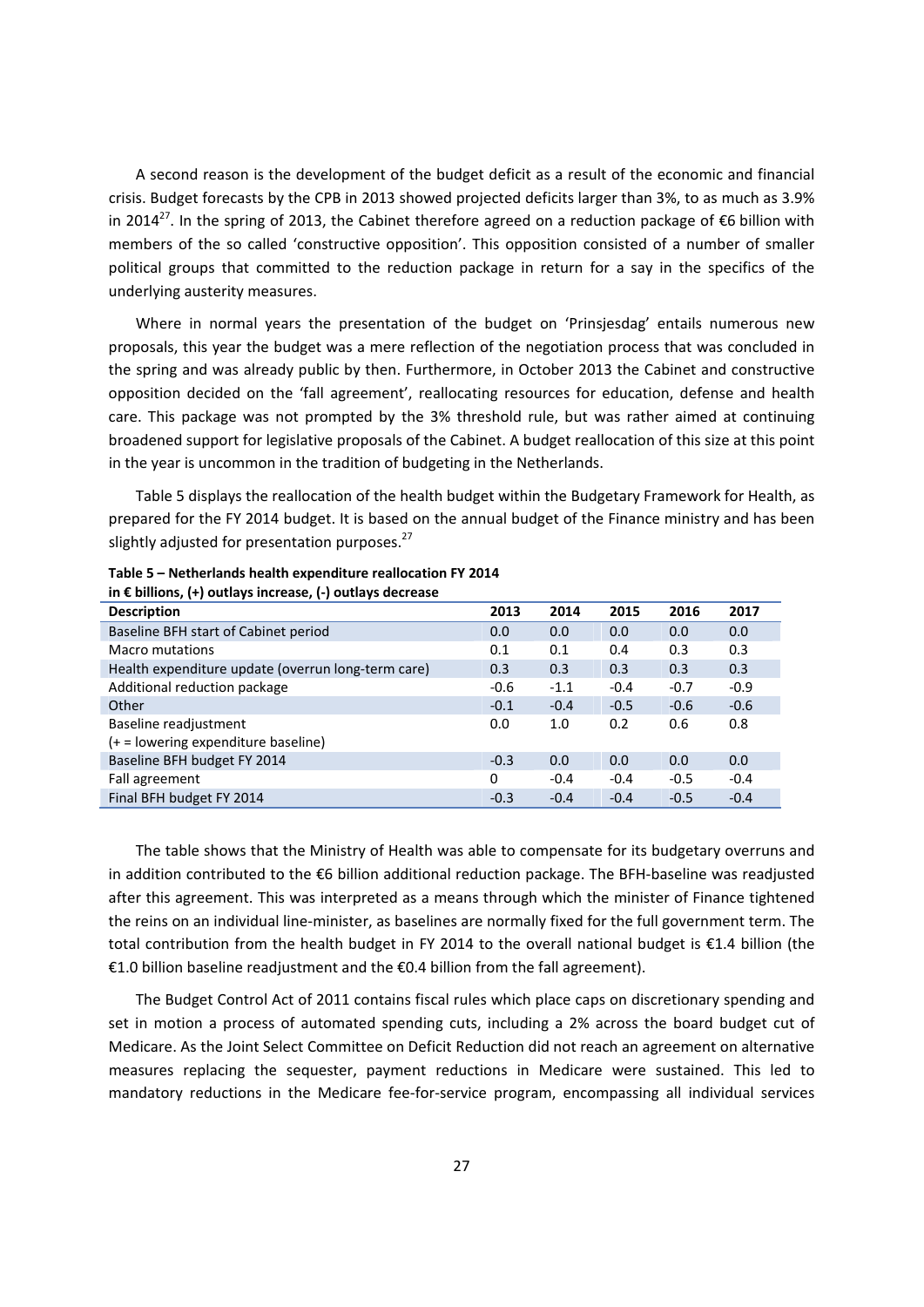A second reason is the development of the budget deficit as a result of the economic and financial crisis. Budget forecasts by the CPB in 2013 showed projected deficits larger than 3%, to as much as 3.9% in 2014[27]. In the spring of 2013, the Cabinet therefore agreed on a reduction package of €6 billion with members of the so called 'constructive opposition'. This opposition consisted of a number of smaller political groups that committed to the reduction package in return for a say in the specifics of the underlying austerity measures.

Where in normal years the presentation of the budget on 'Prinsjesdag' entails numerous new proposals, this year the budget was a mere reflection of the negotiation process that was concluded in the spring and was already public by then. Furthermore, in October 2013 the Cabinet and constructive opposition decided on the 'fall agreement', reallocating resources for education, defense and health care. This package was not prompted by the 3% threshold rule, but was rather aimed at continuing broadened support for legislative proposals of the Cabinet. A budget reallocation of this size at this point in the year is uncommon in the tradition of budgeting in the Netherlands.

Table 5 displays the reallocation of the health budget within the Budgetary Framework for Health, as prepared for the FY 2014 budget. It is based on the annual budget of the Finance ministry and has been slightly adjusted for presentation purposes.[27]

**Table 5 – Netherlands health expenditure reallocation FY 2014**
**in € billions, (+) outlays increase, (-) outlays decrease**

| Description | 2013 | 2014 | 2015 | 2016 | 2017 |
|---|---|---|---|---|---|
| Baseline BFH start of Cabinet period | 0.0 | 0.0 | 0.0 | 0.0 | 0.0 |
| Macro mutations | 0.1 | 0.1 | 0.4 | 0.3 | 0.3 |
| Health expenditure update (overrun long-term care) | 0.3 | 0.3 | 0.3 | 0.3 | 0.3 |
| Additional reduction package | -0.6 | -1.1 | -0.4 | -0.7 | -0.9 |
| Other | -0.1 | -0.4 | -0.5 | -0.6 | -0.6 |
| Baseline readjustment (+ = lowering expenditure baseline) | 0.0 | 1.0 | 0.2 | 0.6 | 0.8 |
| Baseline BFH budget FY 2014 | -0.3 | 0.0 | 0.0 | 0.0 | 0.0 |
| Fall agreement | 0 | -0.4 | -0.4 | -0.5 | -0.4 |
| Final BFH budget FY 2014 | -0.3 | -0.4 | -0.4 | -0.5 | -0.4 |

The table shows that the Ministry of Health was able to compensate for its budgetary overruns and in addition contributed to the €6 billion additional reduction package. The BFH-baseline was readjusted after this agreement. This was interpreted as a means through which the minister of Finance tightened the reins on an individual line-minister, as baselines are normally fixed for the full government term. The total contribution from the health budget in FY 2014 to the overall national budget is €1.4 billion (the €1.0 billion baseline readjustment and the €0.4 billion from the fall agreement).

The Budget Control Act of 2011 contains fiscal rules which place caps on discretionary spending and set in motion a process of automated spending cuts, including a 2% across the board budget cut of Medicare. As the Joint Select Committee on Deficit Reduction did not reach an agreement on alternative measures replacing the sequester, payment reductions in Medicare were sustained. This led to mandatory reductions in the Medicare fee-for-service program, encompassing all individual services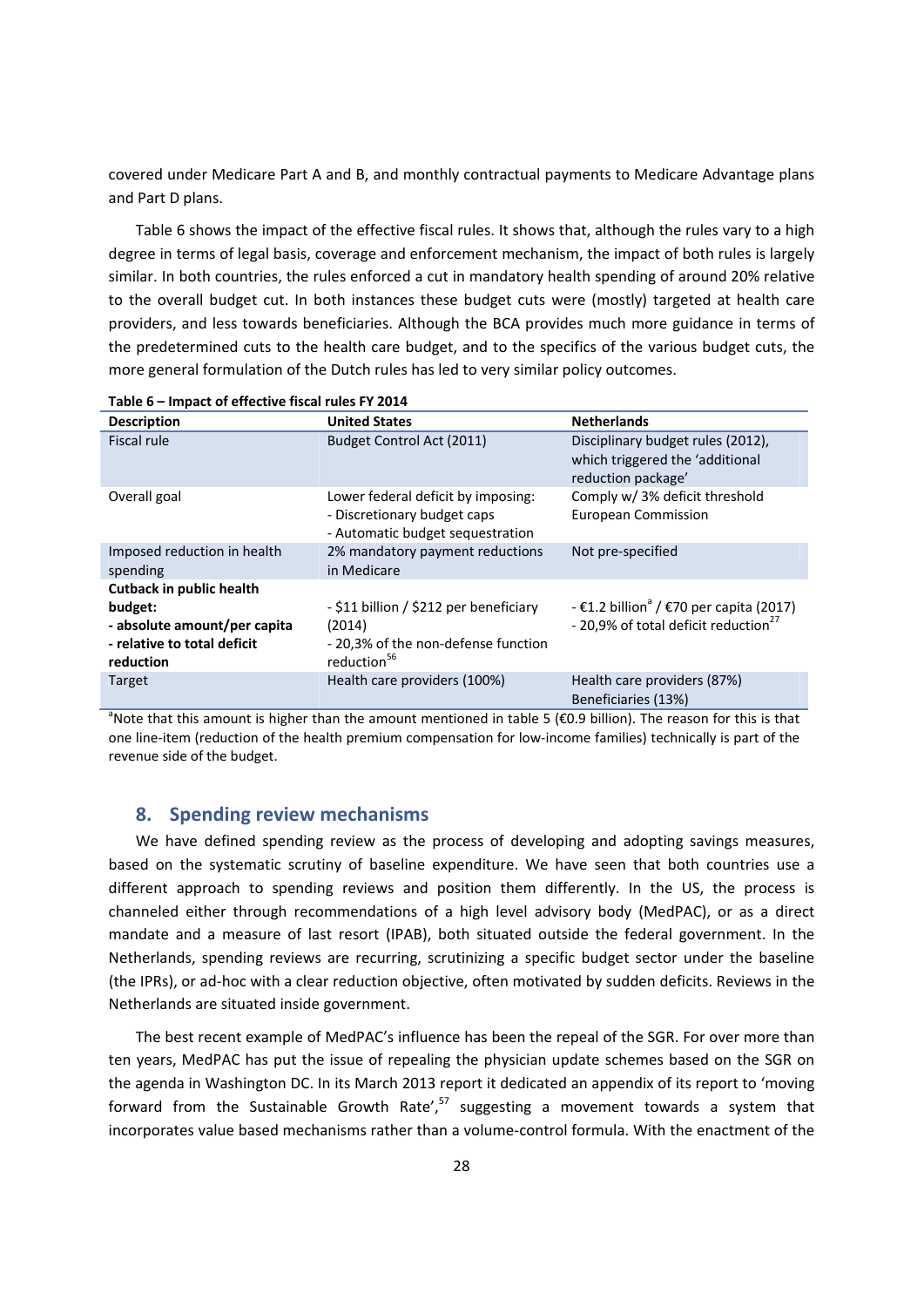covered under Medicare Part A and B, and monthly contractual payments to Medicare Advantage plans and Part D plans.

Table 6 shows the impact of the effective fiscal rules. It shows that, although the rules vary to a high degree in terms of legal basis, coverage and enforcement mechanism, the impact of both rules is largely similar. In both countries, the rules enforced a cut in mandatory health spending of around 20% relative to the overall budget cut. In both instances these budget cuts were (mostly) targeted at health care providers, and less towards beneficiaries. Although the BCA provides much more guidance in terms of the predetermined cuts to the health care budget, and to the specifics of the various budget cuts, the more general formulation of the Dutch rules has led to very similar policy outcomes.

**Table 6 – Impact of effective fiscal rules FY 2014**

| Description | United States | Netherlands |
|---|---|---|
| Fiscal rule | Budget Control Act (2011) | Disciplinary budget rules (2012), which triggered the 'additional reduction package' |
| Overall goal | Lower federal deficit by imposing:<br>- Discretionary budget caps<br>- Automatic budget sequestration | Comply w/ 3% deficit threshold European Commission |
| Imposed reduction in health spending | 2% mandatory payment reductions in Medicare | Not pre-specified |
| **Cutback in public health budget:**<br>**- absolute amount/per capita**<br>**- relative to total deficit reduction** | - $11 billion / $212 per beneficiary (2014)<br>- 20,3% of the non-defense function reduction[56] | - €1.2 billion[a] / €70 per capita (2017)<br>- 20,9% of total deficit reduction[27] |
| Target | Health care providers (100%) | Health care providers (87%)<br>Beneficiaries (13%) |

[a]Note that this amount is higher than the amount mentioned in table 5 (€0.9 billion). The reason for this is that one line-item (reduction of the health premium compensation for low-income families) technically is part of the revenue side of the budget.

## 8. Spending review mechanisms

We have defined spending review as the process of developing and adopting savings measures, based on the systematic scrutiny of baseline expenditure. We have seen that both countries use a different approach to spending reviews and position them differently. In the US, the process is channeled either through recommendations of a high level advisory body (MedPAC), or as a direct mandate and a measure of last resort (IPAB), both situated outside the federal government. In the Netherlands, spending reviews are recurring, scrutinizing a specific budget sector under the baseline (the IPRs), or ad-hoc with a clear reduction objective, often motivated by sudden deficits. Reviews in the Netherlands are situated inside government.

The best recent example of MedPAC's influence has been the repeal of the SGR. For over more than ten years, MedPAC has put the issue of repealing the physician update schemes based on the SGR on the agenda in Washington DC. In its March 2013 report it dedicated an appendix of its report to 'moving forward from the Sustainable Growth Rate',[57] suggesting a movement towards a system that incorporates value based mechanisms rather than a volume-control formula. With the enactment of the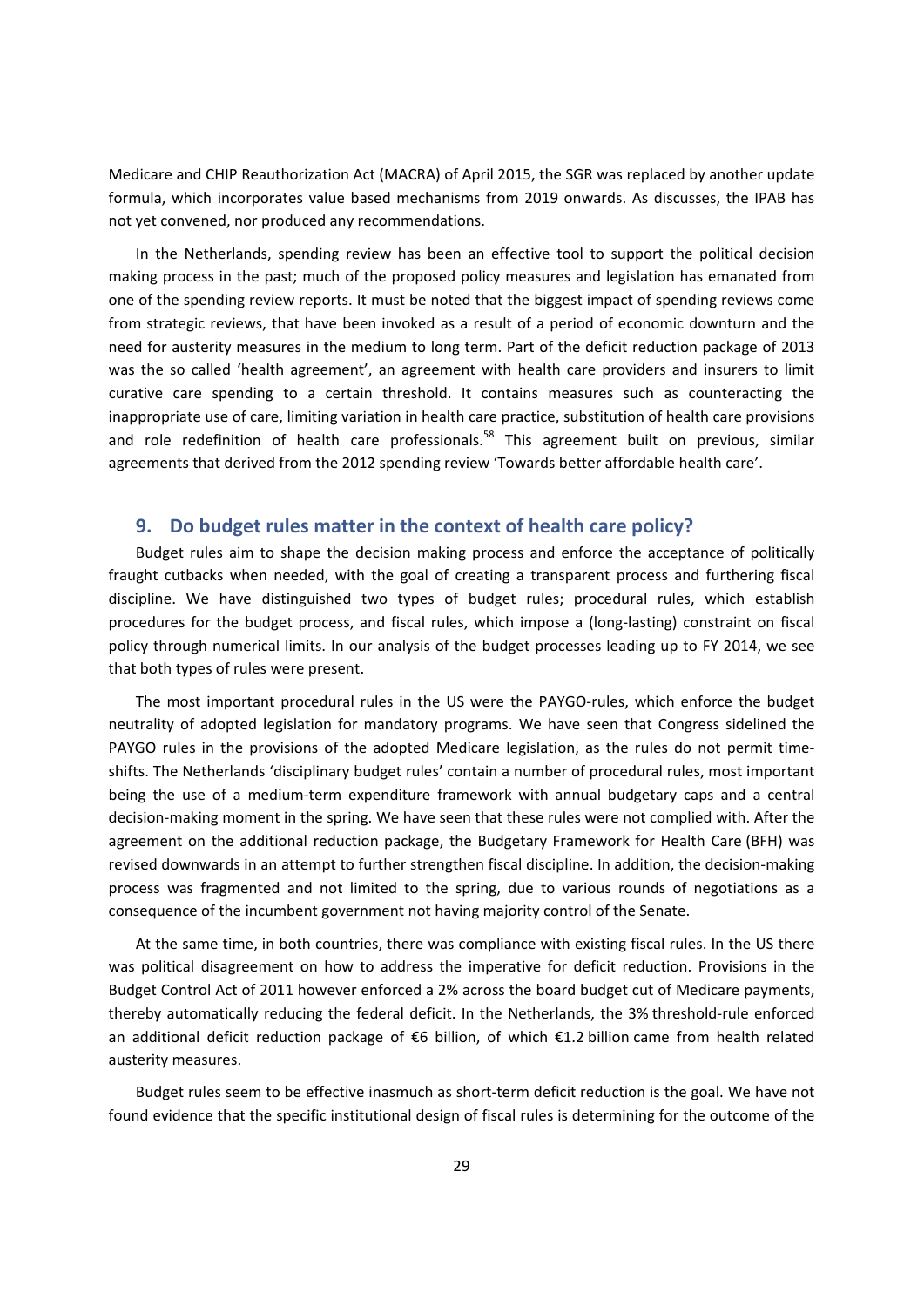Medicare and CHIP Reauthorization Act (MACRA) of April 2015, the SGR was replaced by another update formula, which incorporates value based mechanisms from 2019 onwards. As discusses, the IPAB has not yet convened, nor produced any recommendations.

In the Netherlands, spending review has been an effective tool to support the political decision making process in the past; much of the proposed policy measures and legislation has emanated from one of the spending review reports. It must be noted that the biggest impact of spending reviews come from strategic reviews, that have been invoked as a result of a period of economic downturn and the need for austerity measures in the medium to long term. Part of the deficit reduction package of 2013 was the so called 'health agreement', an agreement with health care providers and insurers to limit curative care spending to a certain threshold. It contains measures such as counteracting the inappropriate use of care, limiting variation in health care practice, substitution of health care provisions and role redefinition of health care professionals.[58] This agreement built on previous, similar agreements that derived from the 2012 spending review 'Towards better affordable health care'.

## 9. Do budget rules matter in the context of health care policy?

Budget rules aim to shape the decision making process and enforce the acceptance of politically fraught cutbacks when needed, with the goal of creating a transparent process and furthering fiscal discipline. We have distinguished two types of budget rules; procedural rules, which establish procedures for the budget process, and fiscal rules, which impose a (long-lasting) constraint on fiscal policy through numerical limits. In our analysis of the budget processes leading up to FY 2014, we see that both types of rules were present.

The most important procedural rules in the US were the PAYGO-rules, which enforce the budget neutrality of adopted legislation for mandatory programs. We have seen that Congress sidelined the PAYGO rules in the provisions of the adopted Medicare legislation, as the rules do not permit time-shifts. The Netherlands 'disciplinary budget rules' contain a number of procedural rules, most important being the use of a medium-term expenditure framework with annual budgetary caps and a central decision-making moment in the spring. We have seen that these rules were not complied with. After the agreement on the additional reduction package, the Budgetary Framework for Health Care (BFH) was revised downwards in an attempt to further strengthen fiscal discipline. In addition, the decision-making process was fragmented and not limited to the spring, due to various rounds of negotiations as a consequence of the incumbent government not having majority control of the Senate.

At the same time, in both countries, there was compliance with existing fiscal rules. In the US there was political disagreement on how to address the imperative for deficit reduction. Provisions in the Budget Control Act of 2011 however enforced a 2% across the board budget cut of Medicare payments, thereby automatically reducing the federal deficit. In the Netherlands, the 3% threshold-rule enforced an additional deficit reduction package of €6 billion, of which €1.2 billion came from health related austerity measures.

Budget rules seem to be effective inasmuch as short-term deficit reduction is the goal. We have not found evidence that the specific institutional design of fiscal rules is determining for the outcome of the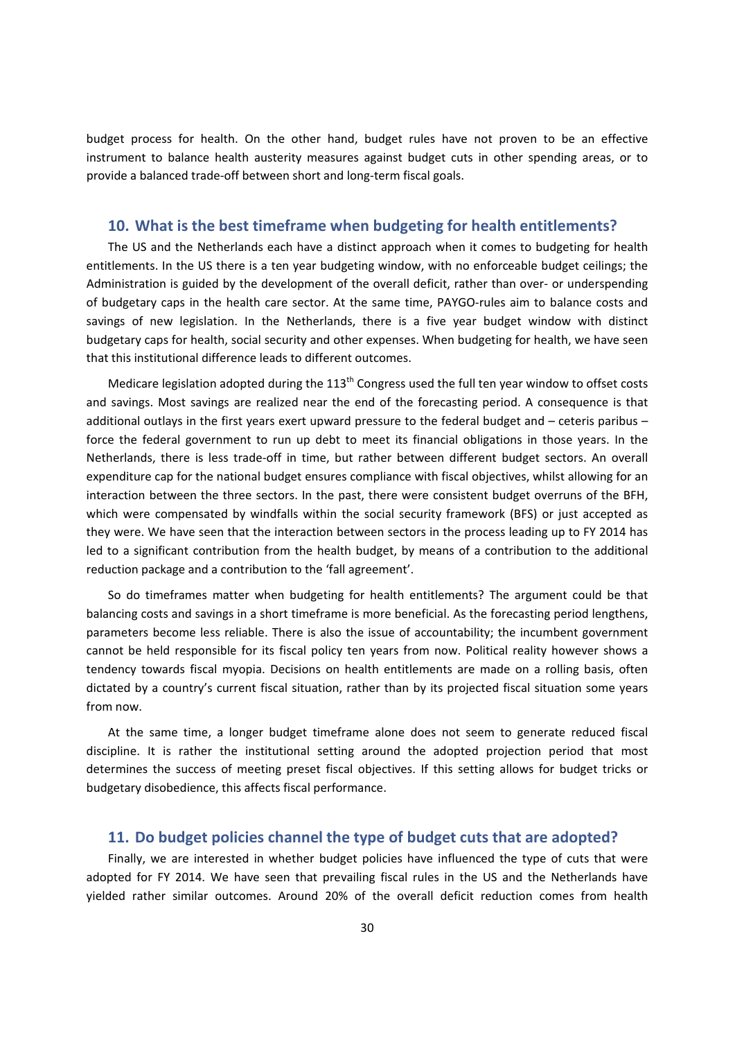budget process for health. On the other hand, budget rules have not proven to be an effective instrument to balance health austerity measures against budget cuts in other spending areas, or to provide a balanced trade-off between short and long-term fiscal goals.

## 10. What is the best timeframe when budgeting for health entitlements?

The US and the Netherlands each have a distinct approach when it comes to budgeting for health entitlements. In the US there is a ten year budgeting window, with no enforceable budget ceilings; the Administration is guided by the development of the overall deficit, rather than over- or underspending of budgetary caps in the health care sector. At the same time, PAYGO-rules aim to balance costs and savings of new legislation. In the Netherlands, there is a five year budget window with distinct budgetary caps for health, social security and other expenses. When budgeting for health, we have seen that this institutional difference leads to different outcomes.

Medicare legislation adopted during the 113th Congress used the full ten year window to offset costs and savings. Most savings are realized near the end of the forecasting period. A consequence is that additional outlays in the first years exert upward pressure to the federal budget and – ceteris paribus – force the federal government to run up debt to meet its financial obligations in those years. In the Netherlands, there is less trade-off in time, but rather between different budget sectors. An overall expenditure cap for the national budget ensures compliance with fiscal objectives, whilst allowing for an interaction between the three sectors. In the past, there were consistent budget overruns of the BFH, which were compensated by windfalls within the social security framework (BFS) or just accepted as they were. We have seen that the interaction between sectors in the process leading up to FY 2014 has led to a significant contribution from the health budget, by means of a contribution to the additional reduction package and a contribution to the 'fall agreement'.

So do timeframes matter when budgeting for health entitlements? The argument could be that balancing costs and savings in a short timeframe is more beneficial. As the forecasting period lengthens, parameters become less reliable. There is also the issue of accountability; the incumbent government cannot be held responsible for its fiscal policy ten years from now. Political reality however shows a tendency towards fiscal myopia. Decisions on health entitlements are made on a rolling basis, often dictated by a country's current fiscal situation, rather than by its projected fiscal situation some years from now.

At the same time, a longer budget timeframe alone does not seem to generate reduced fiscal discipline. It is rather the institutional setting around the adopted projection period that most determines the success of meeting preset fiscal objectives. If this setting allows for budget tricks or budgetary disobedience, this affects fiscal performance.

## 11. Do budget policies channel the type of budget cuts that are adopted?

Finally, we are interested in whether budget policies have influenced the type of cuts that were adopted for FY 2014. We have seen that prevailing fiscal rules in the US and the Netherlands have yielded rather similar outcomes. Around 20% of the overall deficit reduction comes from health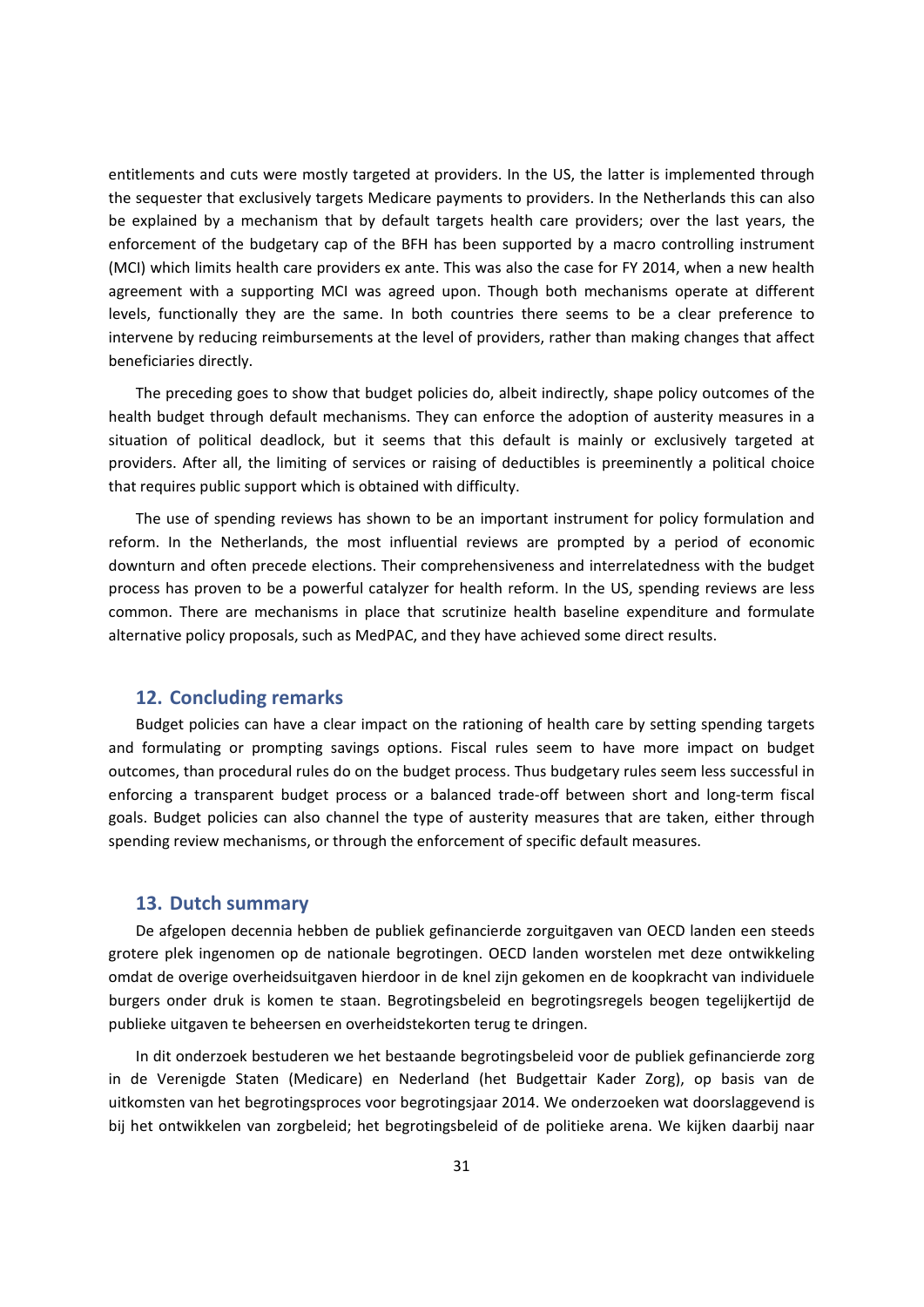entitlements and cuts were mostly targeted at providers. In the US, the latter is implemented through the sequester that exclusively targets Medicare payments to providers. In the Netherlands this can also be explained by a mechanism that by default targets health care providers; over the last years, the enforcement of the budgetary cap of the BFH has been supported by a macro controlling instrument (MCI) which limits health care providers ex ante. This was also the case for FY 2014, when a new health agreement with a supporting MCI was agreed upon. Though both mechanisms operate at different levels, functionally they are the same. In both countries there seems to be a clear preference to intervene by reducing reimbursements at the level of providers, rather than making changes that affect beneficiaries directly.

The preceding goes to show that budget policies do, albeit indirectly, shape policy outcomes of the health budget through default mechanisms. They can enforce the adoption of austerity measures in a situation of political deadlock, but it seems that this default is mainly or exclusively targeted at providers. After all, the limiting of services or raising of deductibles is preeminently a political choice that requires public support which is obtained with difficulty.

The use of spending reviews has shown to be an important instrument for policy formulation and reform. In the Netherlands, the most influential reviews are prompted by a period of economic downturn and often precede elections. Their comprehensiveness and interrelatedness with the budget process has proven to be a powerful catalyzer for health reform. In the US, spending reviews are less common. There are mechanisms in place that scrutinize health baseline expenditure and formulate alternative policy proposals, such as MedPAC, and they have achieved some direct results.

## 12. Concluding remarks

Budget policies can have a clear impact on the rationing of health care by setting spending targets and formulating or prompting savings options. Fiscal rules seem to have more impact on budget outcomes, than procedural rules do on the budget process. Thus budgetary rules seem less successful in enforcing a transparent budget process or a balanced trade-off between short and long-term fiscal goals. Budget policies can also channel the type of austerity measures that are taken, either through spending review mechanisms, or through the enforcement of specific default measures.

## 13. Dutch summary

De afgelopen decennia hebben de publiek gefinancierde zorguitgaven van OECD landen een steeds grotere plek ingenomen op de nationale begrotingen. OECD landen worstelen met deze ontwikkeling omdat de overige overheidsuitgaven hierdoor in de knel zijn gekomen en de koopkracht van individuele burgers onder druk is komen te staan. Begrotingsbeleid en begrotingsregels beogen tegelijkertijd de publieke uitgaven te beheersen en overheidstekorten terug te dringen.

In dit onderzoek bestuderen we het bestaande begrotingsbeleid voor de publiek gefinancierde zorg in de Verenigde Staten (Medicare) en Nederland (het Budgettair Kader Zorg), op basis van de uitkomsten van het begrotingsproces voor begrotingsjaar 2014. We onderzoeken wat doorslaggevend is bij het ontwikkelen van zorgbeleid; het begrotingsbeleid of de politieke arena. We kijken daarbij naar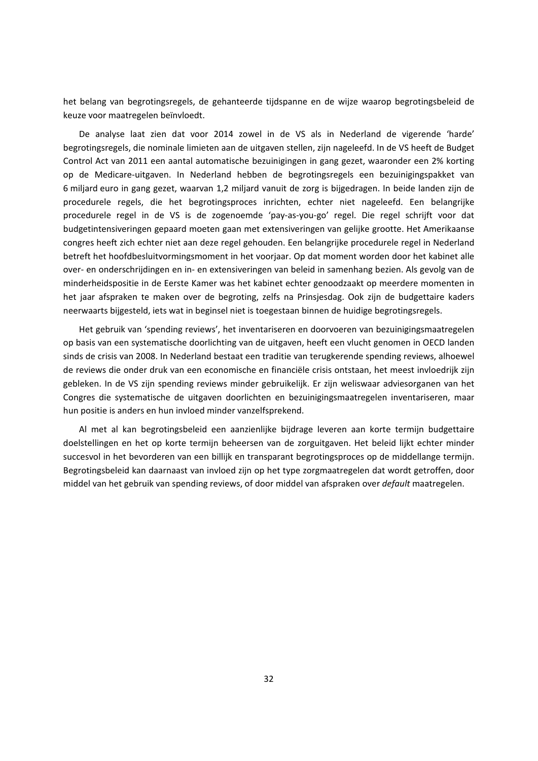het belang van begrotingsregels, de gehanteerde tijdspanne en de wijze waarop begrotingsbeleid de keuze voor maatregelen beïnvloedt.

De analyse laat zien dat voor 2014 zowel in de VS als in Nederland de vigerende 'harde' begrotingsregels, die nominale limieten aan de uitgaven stellen, zijn nageleefd. In de VS heeft de Budget Control Act van 2011 een aantal automatische bezuinigingen in gang gezet, waaronder een 2% korting op de Medicare-uitgaven. In Nederland hebben de begrotingsregels een bezuinigingspakket van 6 miljard euro in gang gezet, waarvan 1,2 miljard vanuit de zorg is bijgedragen. In beide landen zijn de procedurele regels, die het begrotingsproces inrichten, echter niet nageleefd. Een belangrijke procedurele regel in de VS is de zogenoemde 'pay-as-you-go' regel. Die regel schrijft voor dat budgetintensiveringen gepaard moeten gaan met extensiveringen van gelijke grootte. Het Amerikaanse congres heeft zich echter niet aan deze regel gehouden. Een belangrijke procedurele regel in Nederland betreft het hoofdbesluitvormingsmoment in het voorjaar. Op dat moment worden door het kabinet alle over- en onderschrijdingen en in- en extensiveringen van beleid in samenhang bezien. Als gevolg van de minderheidspositie in de Eerste Kamer was het kabinet echter genoodzaakt op meerdere momenten in het jaar afspraken te maken over de begroting, zelfs na Prinsjesdag. Ook zijn de budgettaire kaders neerwaarts bijgesteld, iets wat in beginsel niet is toegestaan binnen de huidige begrotingsregels.

Het gebruik van 'spending reviews', het inventariseren en doorvoeren van bezuinigingsmaatregelen op basis van een systematische doorlichting van de uitgaven, heeft een vlucht genomen in OECD landen sinds de crisis van 2008. In Nederland bestaat een traditie van terugkerende spending reviews, alhoewel de reviews die onder druk van een economische en financiële crisis ontstaan, het meest invloedrijk zijn gebleken. In de VS zijn spending reviews minder gebruikelijk. Er zijn weliswaar adviesorganen van het Congres die systematische de uitgaven doorlichten en bezuinigingsmaatregelen inventariseren, maar hun positie is anders en hun invloed minder vanzelfsprekend.

Al met al kan begrotingsbeleid een aanzienlijke bijdrage leveren aan korte termijn budgettaire doelstellingen en het op korte termijn beheersen van de zorguitgaven. Het beleid lijkt echter minder succesvol in het bevorderen van een billijk en transparant begrotingsproces op de middellange termijn. Begrotingsbeleid kan daarnaast van invloed zijn op het type zorgmaatregelen dat wordt getroffen, door middel van het gebruik van spending reviews, of door middel van afspraken over *default* maatregelen.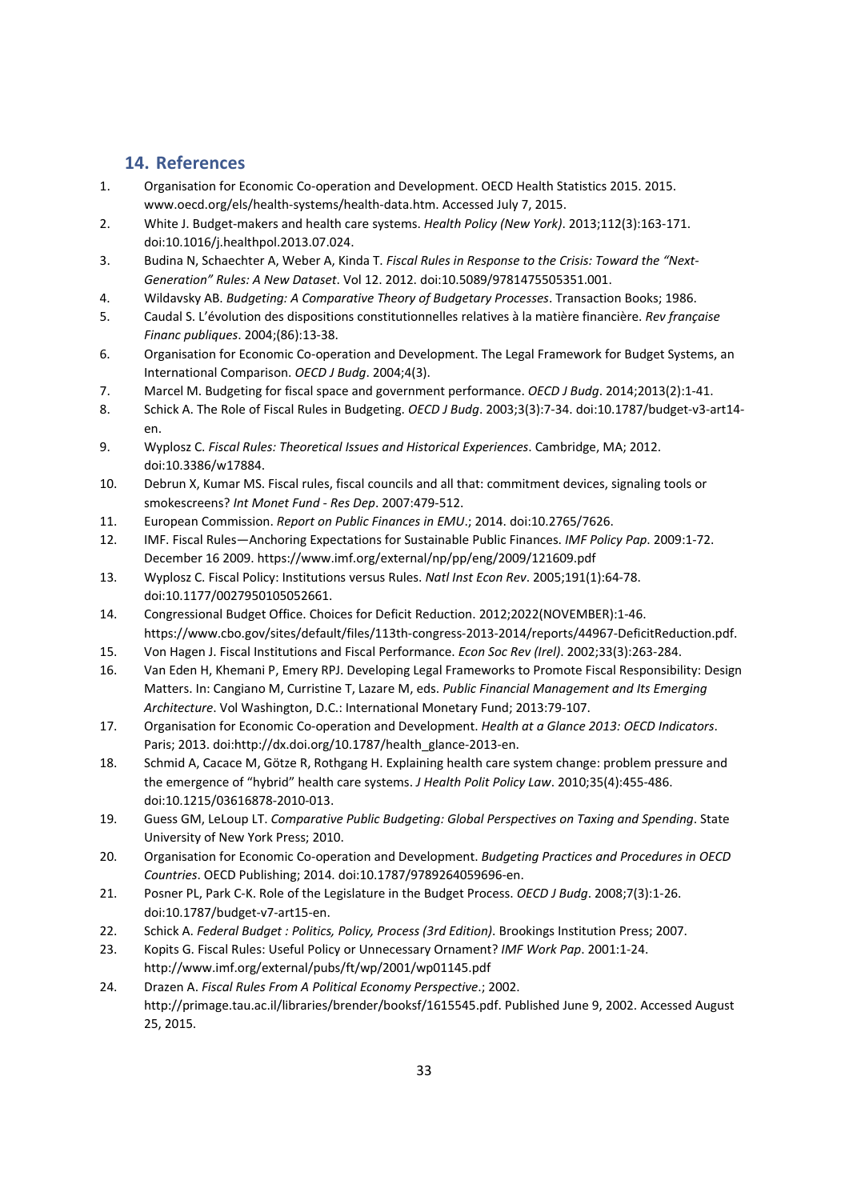## 14. References

1. Organisation for Economic Co-operation and Development. OECD Health Statistics 2015. 2015. www.oecd.org/els/health-systems/health-data.htm. Accessed July 7, 2015.
2. White J. Budget-makers and health care systems. *Health Policy (New York)*. 2013;112(3):163-171. doi:10.1016/j.healthpol.2013.07.024.
3. Budina N, Schaechter A, Weber A, Kinda T. *Fiscal Rules in Response to the Crisis: Toward the "Next-Generation" Rules: A New Dataset*. Vol 12. 2012. doi:10.5089/9781475505351.001.
4. Wildavsky AB. *Budgeting: A Comparative Theory of Budgetary Processes*. Transaction Books; 1986.
5. Caudal S. L'évolution des dispositions constitutionnelles relatives à la matière financière. *Rev française Financ publiques*. 2004;(86):13-38.
6. Organisation for Economic Co-operation and Development. The Legal Framework for Budget Systems, an International Comparison. *OECD J Budg*. 2004;4(3).
7. Marcel M. Budgeting for fiscal space and government performance. *OECD J Budg*. 2014;2013(2):1-41.
8. Schick A. The Role of Fiscal Rules in Budgeting. *OECD J Budg*. 2003;3(3):7-34. doi:10.1787/budget-v3-art14-en.
9. Wyplosz C. *Fiscal Rules: Theoretical Issues and Historical Experiences*. Cambridge, MA; 2012. doi:10.3386/w17884.
10. Debrun X, Kumar MS. Fiscal rules, fiscal councils and all that: commitment devices, signaling tools or smokescreens? *Int Monet Fund - Res Dep*. 2007:479-512.
11. European Commission. *Report on Public Finances in EMU*.; 2014. doi:10.2765/7626.
12. IMF. Fiscal Rules—Anchoring Expectations for Sustainable Public Finances. *IMF Policy Pap*. 2009:1-72. December 16 2009. https://www.imf.org/external/np/pp/eng/2009/121609.pdf
13. Wyplosz C. Fiscal Policy: Institutions versus Rules. *Natl Inst Econ Rev*. 2005;191(1):64-78. doi:10.1177/0027950105052661.
14. Congressional Budget Office. Choices for Deficit Reduction. 2012;2022(NOVEMBER):1-46. https://www.cbo.gov/sites/default/files/113th-congress-2013-2014/reports/44967-DeficitReduction.pdf.
15. Von Hagen J. Fiscal Institutions and Fiscal Performance. *Econ Soc Rev (Irel)*. 2002;33(3):263-284.
16. Van Eden H, Khemani P, Emery RPJ. Developing Legal Frameworks to Promote Fiscal Responsibility: Design Matters. In: Cangiano M, Curristine T, Lazare M, eds. *Public Financial Management and Its Emerging Architecture*. Vol Washington, D.C.: International Monetary Fund; 2013:79-107.
17. Organisation for Economic Co-operation and Development. *Health at a Glance 2013: OECD Indicators*. Paris; 2013. doi:http://dx.doi.org/10.1787/health_glance-2013-en.
18. Schmid A, Cacace M, Götze R, Rothgang H. Explaining health care system change: problem pressure and the emergence of "hybrid" health care systems. *J Health Polit Policy Law*. 2010;35(4):455-486. doi:10.1215/03616878-2010-013.
19. Guess GM, LeLoup LT. *Comparative Public Budgeting: Global Perspectives on Taxing and Spending*. State University of New York Press; 2010.
20. Organisation for Economic Co-operation and Development. *Budgeting Practices and Procedures in OECD Countries*. OECD Publishing; 2014. doi:10.1787/9789264059696-en.
21. Posner PL, Park C-K. Role of the Legislature in the Budget Process. *OECD J Budg*. 2008;7(3):1-26. doi:10.1787/budget-v7-art15-en.
22. Schick A. *Federal Budget : Politics, Policy, Process (3rd Edition)*. Brookings Institution Press; 2007.
23. Kopits G. Fiscal Rules: Useful Policy or Unnecessary Ornament? *IMF Work Pap*. 2001:1-24. http://www.imf.org/external/pubs/ft/wp/2001/wp01145.pdf
24. Drazen A. *Fiscal Rules From A Political Economy Perspective*.; 2002. http://primage.tau.ac.il/libraries/brender/booksf/1615545.pdf. Published June 9, 2002. Accessed August 25, 2015.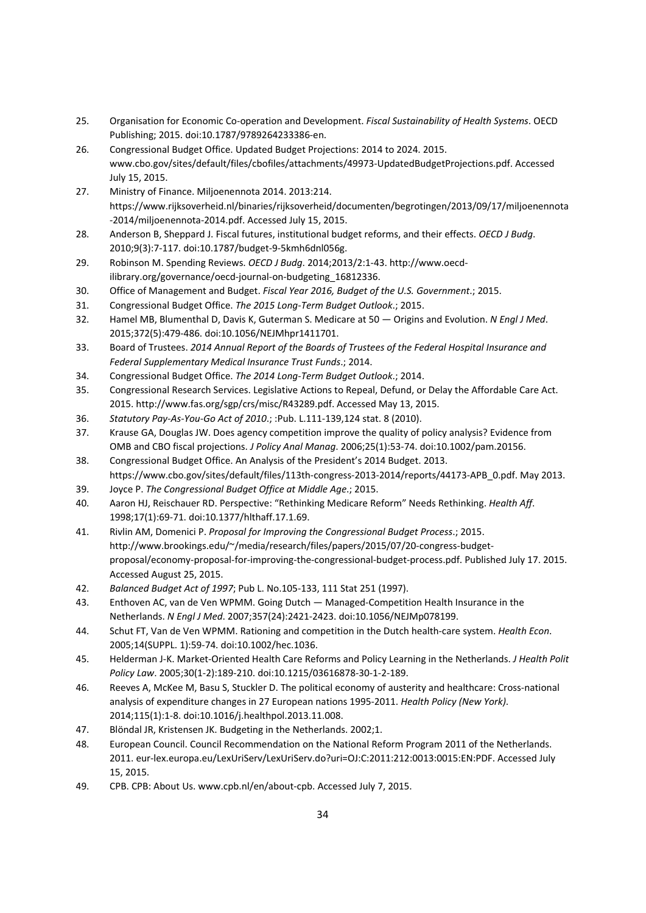25. Organisation for Economic Co-operation and Development. *Fiscal Sustainability of Health Systems*. OECD Publishing; 2015. doi:10.1787/9789264233386-en.
26. Congressional Budget Office. Updated Budget Projections: 2014 to 2024. 2015. www.cbo.gov/sites/default/files/cbofiles/attachments/49973-UpdatedBudgetProjections.pdf. Accessed July 15, 2015.
27. Ministry of Finance. Miljoenennota 2014. 2013:214. https://www.rijksoverheid.nl/binaries/rijksoverheid/documenten/begrotingen/2013/09/17/miljoenennota-2014/miljoenennota-2014.pdf. Accessed July 15, 2015.
28. Anderson B, Sheppard J. Fiscal futures, institutional budget reforms, and their effects. *OECD J Budg*. 2010;9(3):7-117. doi:10.1787/budget-9-5kmh6dnl056g.
29. Robinson M. Spending Reviews. *OECD J Budg*. 2014;2013/2:1-43. http://www.oecd-ilibrary.org/governance/oecd-journal-on-budgeting_16812336.
30. Office of Management and Budget. *Fiscal Year 2016, Budget of the U.S. Government*.; 2015.
31. Congressional Budget Office. *The 2015 Long-Term Budget Outlook*.; 2015.
32. Hamel MB, Blumenthal D, Davis K, Guterman S. Medicare at 50 — Origins and Evolution. *N Engl J Med*. 2015;372(5):479-486. doi:10.1056/NEJMhpr1411701.
33. Board of Trustees. *2014 Annual Report of the Boards of Trustees of the Federal Hospital Insurance and Federal Supplementary Medical Insurance Trust Funds*.; 2014.
34. Congressional Budget Office. *The 2014 Long-Term Budget Outlook*.; 2014.
35. Congressional Research Services. Legislative Actions to Repeal, Defund, or Delay the Affordable Care Act. 2015. http://www.fas.org/sgp/crs/misc/R43289.pdf. Accessed May 13, 2015.
36. *Statutory Pay-As-You-Go Act of 2010*.; :Pub. L.111-139,124 stat. 8 (2010).
37. Krause GA, Douglas JW. Does agency competition improve the quality of policy analysis? Evidence from OMB and CBO fiscal projections. *J Policy Anal Manag*. 2006;25(1):53-74. doi:10.1002/pam.20156.
38. Congressional Budget Office. An Analysis of the President's 2014 Budget. 2013. https://www.cbo.gov/sites/default/files/113th-congress-2013-2014/reports/44173-APB_0.pdf. May 2013.
39. Joyce P. *The Congressional Budget Office at Middle Age*.; 2015.
40. Aaron HJ, Reischauer RD. Perspective: "Rethinking Medicare Reform" Needs Rethinking. *Health Aff*. 1998;17(1):69-71. doi:10.1377/hlthaff.17.1.69.
41. Rivlin AM, Domenici P. *Proposal for Improving the Congressional Budget Process*.; 2015. http://www.brookings.edu/~/media/research/files/papers/2015/07/20-congress-budget-proposal/economy-proposal-for-improving-the-congressional-budget-process.pdf. Published July 17. 2015. Accessed August 25, 2015.
42. *Balanced Budget Act of 1997*; Pub L. No.105-133, 111 Stat 251 (1997).
43. Enthoven AC, van de Ven WPMM. Going Dutch — Managed-Competition Health Insurance in the Netherlands. *N Engl J Med*. 2007;357(24):2421-2423. doi:10.1056/NEJMp078199.
44. Schut FT, Van de Ven WPMM. Rationing and competition in the Dutch health-care system. *Health Econ*. 2005;14(SUPPL. 1):59-74. doi:10.1002/hec.1036.
45. Helderman J-K. Market-Oriented Health Care Reforms and Policy Learning in the Netherlands. *J Health Polit Policy Law*. 2005;30(1-2):189-210. doi:10.1215/03616878-30-1-2-189.
46. Reeves A, McKee M, Basu S, Stuckler D. The political economy of austerity and healthcare: Cross-national analysis of expenditure changes in 27 European nations 1995-2011. *Health Policy (New York)*. 2014;115(1):1-8. doi:10.1016/j.healthpol.2013.11.008.
47. Blöndal JR, Kristensen JK. Budgeting in the Netherlands. 2002;1.
48. European Council. Council Recommendation on the National Reform Program 2011 of the Netherlands. 2011. eur-lex.europa.eu/LexUriServ/LexUriServ.do?uri=OJ:C:2011:212:0013:0015:EN:PDF. Accessed July 15, 2015.
49. CPB. CPB: About Us. www.cpb.nl/en/about-cpb. Accessed July 7, 2015.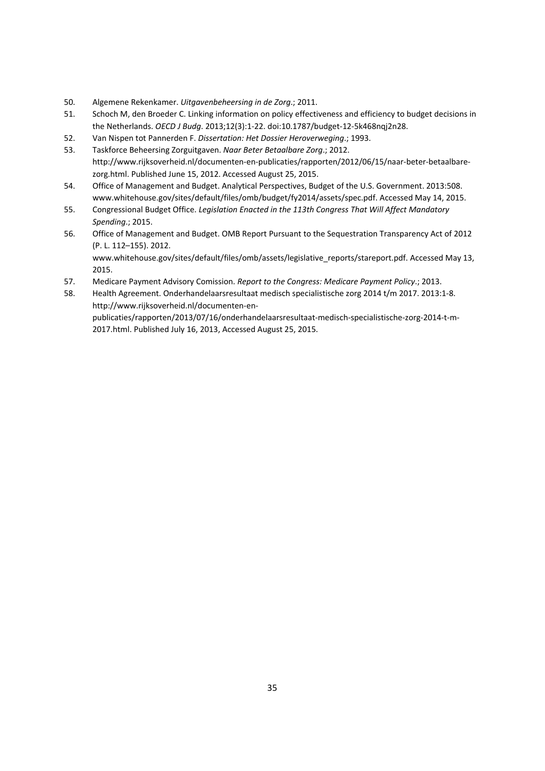50. Algemene Rekenkamer. *Uitgavenbeheersing in de Zorg*.; 2011.
51. Schoch M, den Broeder C. Linking information on policy effectiveness and efficiency to budget decisions in the Netherlands. *OECD J Budg*. 2013;12(3):1-22. doi:10.1787/budget-12-5k468nqj2n28.
52. Van Nispen tot Pannerden F. *Dissertation: Het Dossier Heroverweging*.; 1993.
53. Taskforce Beheersing Zorguitgaven. *Naar Beter Betaalbare Zorg*.; 2012. http://www.rijksoverheid.nl/documenten-en-publicaties/rapporten/2012/06/15/naar-beter-betaalbare-zorg.html. Published June 15, 2012. Accessed August 25, 2015.
54. Office of Management and Budget. Analytical Perspectives, Budget of the U.S. Government. 2013:508. www.whitehouse.gov/sites/default/files/omb/budget/fy2014/assets/spec.pdf. Accessed May 14, 2015.
55. Congressional Budget Office. *Legislation Enacted in the 113th Congress That Will Affect Mandatory Spending*.; 2015.
56. Office of Management and Budget. OMB Report Pursuant to the Sequestration Transparency Act of 2012 (P. L. 112–155). 2012. www.whitehouse.gov/sites/default/files/omb/assets/legislative_reports/stareport.pdf. Accessed May 13, 2015.
57. Medicare Payment Advisory Comission. *Report to the Congress: Medicare Payment Policy*.; 2013.
58. Health Agreement. Onderhandelaarsresultaat medisch specialistische zorg 2014 t/m 2017. 2013:1-8. http://www.rijksoverheid.nl/documenten-en-publicaties/rapporten/2013/07/16/onderhandelaarsresultaat-medisch-specialistische-zorg-2014-t-m-2017.html. Published July 16, 2013, Accessed August 25, 2015.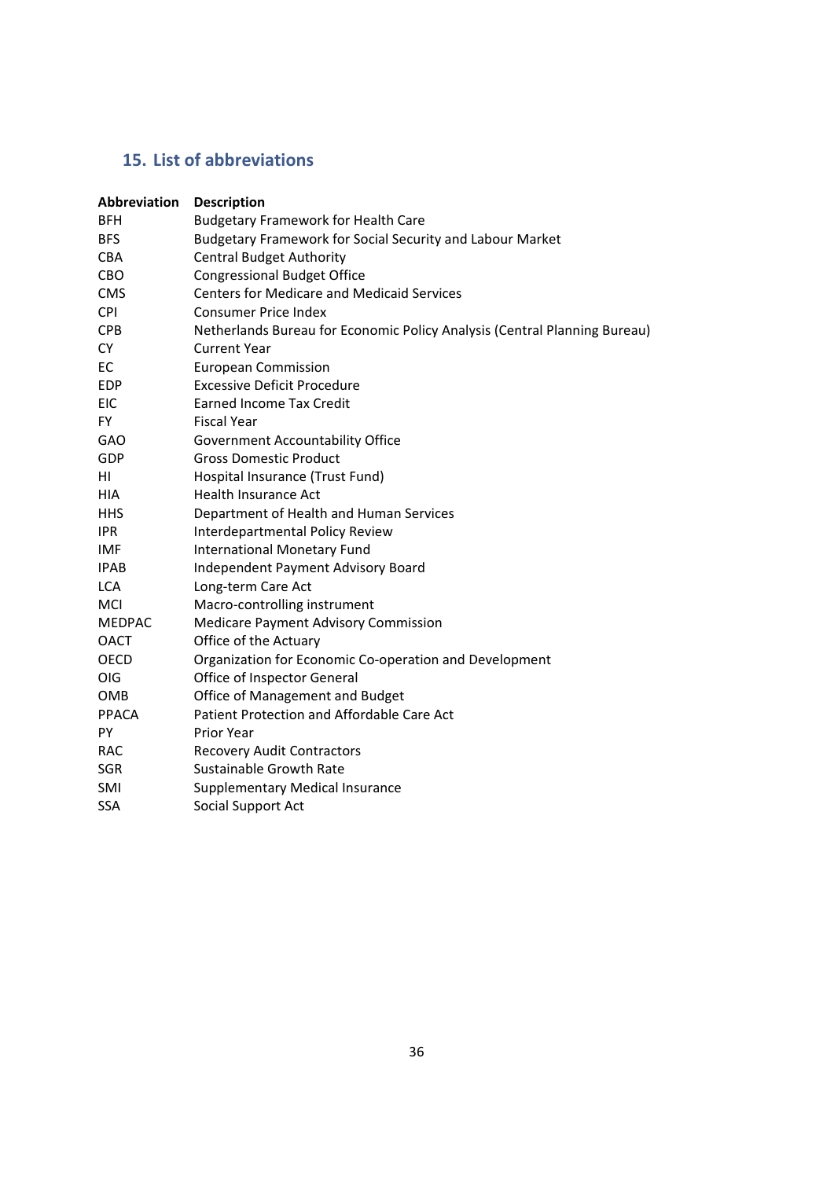## 15. List of abbreviations

| Abbreviation | Description |
|---|---|
| BFH | Budgetary Framework for Health Care |
| BFS | Budgetary Framework for Social Security and Labour Market |
| CBA | Central Budget Authority |
| CBO | Congressional Budget Office |
| CMS | Centers for Medicare and Medicaid Services |
| CPI | Consumer Price Index |
| CPB | Netherlands Bureau for Economic Policy Analysis (Central Planning Bureau) |
| CY | Current Year |
| EC | European Commission |
| EDP | Excessive Deficit Procedure |
| EIC | Earned Income Tax Credit |
| FY | Fiscal Year |
| GAO | Government Accountability Office |
| GDP | Gross Domestic Product |
| HI | Hospital Insurance (Trust Fund) |
| HIA | Health Insurance Act |
| HHS | Department of Health and Human Services |
| IPR | Interdepartmental Policy Review |
| IMF | International Monetary Fund |
| IPAB | Independent Payment Advisory Board |
| LCA | Long-term Care Act |
| MCI | Macro-controlling instrument |
| MEDPAC | Medicare Payment Advisory Commission |
| OACT | Office of the Actuary |
| OECD | Organization for Economic Co-operation and Development |
| OIG | Office of Inspector General |
| OMB | Office of Management and Budget |
| PPACA | Patient Protection and Affordable Care Act |
| PY | Prior Year |
| RAC | Recovery Audit Contractors |
| SGR | Sustainable Growth Rate |
| SMI | Supplementary Medical Insurance |
| SSA | Social Support Act |